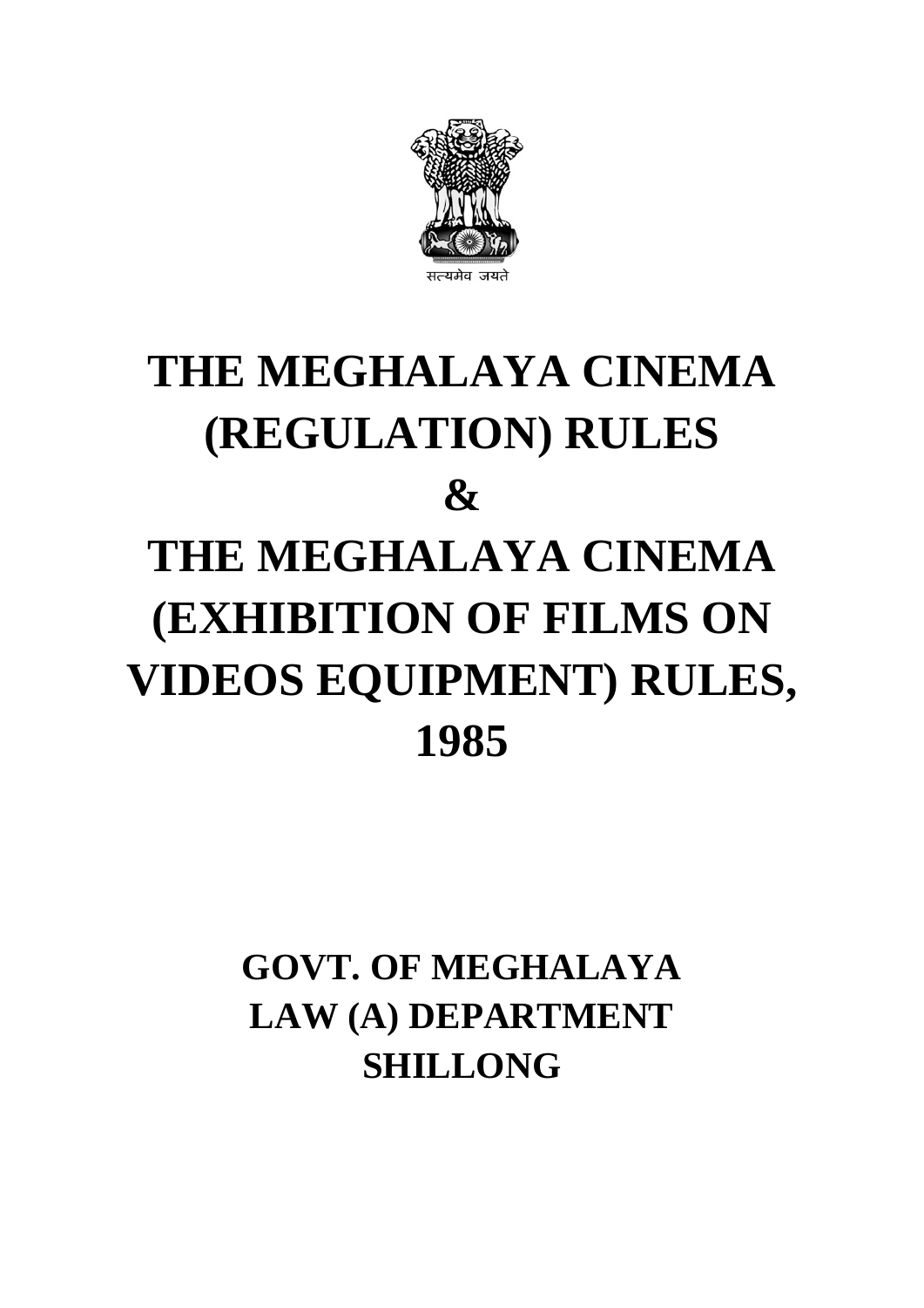सत्यमेव जयते

# THE MEGHALAYA CINEMA (REGULATION) RULES

# &

# THE MEGHALAYA CINEMA (EXHIBITION OF FILMS ON VIDEOS EQUIPMENT) RULES, 1985

**GOVT. OF MEGHALAYA**
**LAW (A) DEPARTMENT**
**SHILLONG**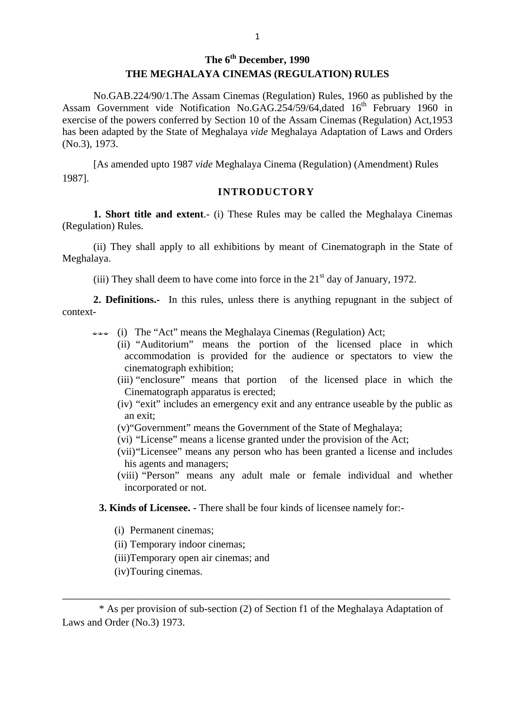**The 6th December, 1990**

**THE MEGHALAYA CINEMAS (REGULATION) RULES**

No.GAB.224/90/1.The Assam Cinemas (Regulation) Rules, 1960 as published by the Assam Government vide Notification No.GAG.254/59/64,dated 16th February 1960 in exercise of the powers conferred by Section 10 of the Assam Cinemas (Regulation) Act,1953 has been adapted by the State of Meghalaya *vide* Meghalaya Adaptation of Laws and Orders (No.3), 1973.

[As amended upto 1987 *vide* Meghalaya Cinema (Regulation) (Amendment) Rules 1987].

## INTRODUCTORY

**1. Short title and extent**.- (i) These Rules may be called the Meghalaya Cinemas (Regulation) Rules.

(ii) They shall apply to all exhibitions by meant of Cinematograph in the State of Meghalaya.

(iii) They shall deem to have come into force in the 21st day of January, 1972.

**2. Definitions.-** In this rules, unless there is anything repugnant in the subject of context-

*** (i) The "Act" means the Meghalaya Cinemas (Regulation) Act;

(ii) "Auditorium" means the portion of the licensed place in which accommodation is provided for the audience or spectators to view the cinematograph exhibition;

(iii) "enclosure" means that portion of the licensed place in which the Cinematograph apparatus is erected;

(iv) "exit" includes an emergency exit and any entrance useable by the public as an exit;

(v) "Government" means the Government of the State of Meghalaya;

(vi) "License" means a license granted under the provision of the Act;

(vii) "Licensee" means any person who has been granted a license and includes his agents and managers;

(viii) "Person" means any adult male or female individual and whether incorporated or not.

**3. Kinds of Licensee. -** There shall be four kinds of licensee namely for:-

(i) Permanent cinemas;

(ii) Temporary indoor cinemas;

(iii) Temporary open air cinemas; and

(iv) Touring cinemas.

---

\* As per provision of sub-section (2) of Section f1 of the Meghalaya Adaptation of Laws and Order (No.3) 1973.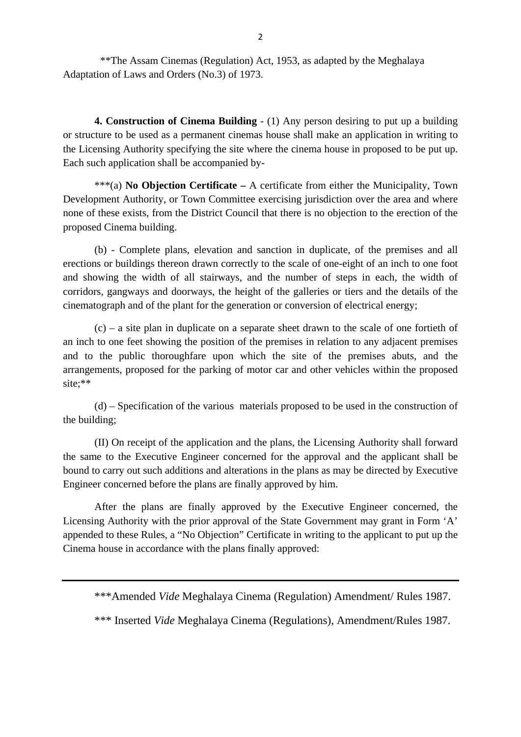**The Assam Cinemas (Regulation) Act, 1953, as adapted by the Meghalaya Adaptation of Laws and Orders (No.3) of 1973.

**4. Construction of Cinema Building** - (1) Any person desiring to put up a building or structure to be used as a permanent cinemas house shall make an application in writing to the Licensing Authority specifying the site where the cinema house in proposed to be put up. Each such application shall be accompanied by-

***(a) **No Objection Certificate –** A certificate from either the Municipality, Town Development Authority, or Town Committee exercising jurisdiction over the area and where none of these exists, from the District Council that there is no objection to the erection of the proposed Cinema building.

(b) - Complete plans, elevation and sanction in duplicate, of the premises and all erections or buildings thereon drawn correctly to the scale of one-eight of an inch to one foot and showing the width of all stairways, and the number of steps in each, the width of corridors, gangways and doorways, the height of the galleries or tiers and the details of the cinematograph and of the plant for the generation or conversion of electrical energy;

(c) – a site plan in duplicate on a separate sheet drawn to the scale of one fortieth of an inch to one feet showing the position of the premises in relation to any adjacent premises and to the public thoroughfare upon which the site of the premises abuts, and the arrangements, proposed for the parking of motor car and other vehicles within the proposed site;**

(d) – Specification of the various materials proposed to be used in the construction of the building;

(II) On receipt of the application and the plans, the Licensing Authority shall forward the same to the Executive Engineer concerned for the approval and the applicant shall be bound to carry out such additions and alterations in the plans as may be directed by Executive Engineer concerned before the plans are finally approved by him.

After the plans are finally approved by the Executive Engineer concerned, the Licensing Authority with the prior approval of the State Government may grant in Form 'A' appended to these Rules, a "No Objection" Certificate in writing to the applicant to put up the Cinema house in accordance with the plans finally approved:

---

***Amended *Vide* Meghalaya Cinema (Regulation) Amendment/ Rules 1987.

*** Inserted *Vide* Meghalaya Cinema (Regulations), Amendment/Rules 1987.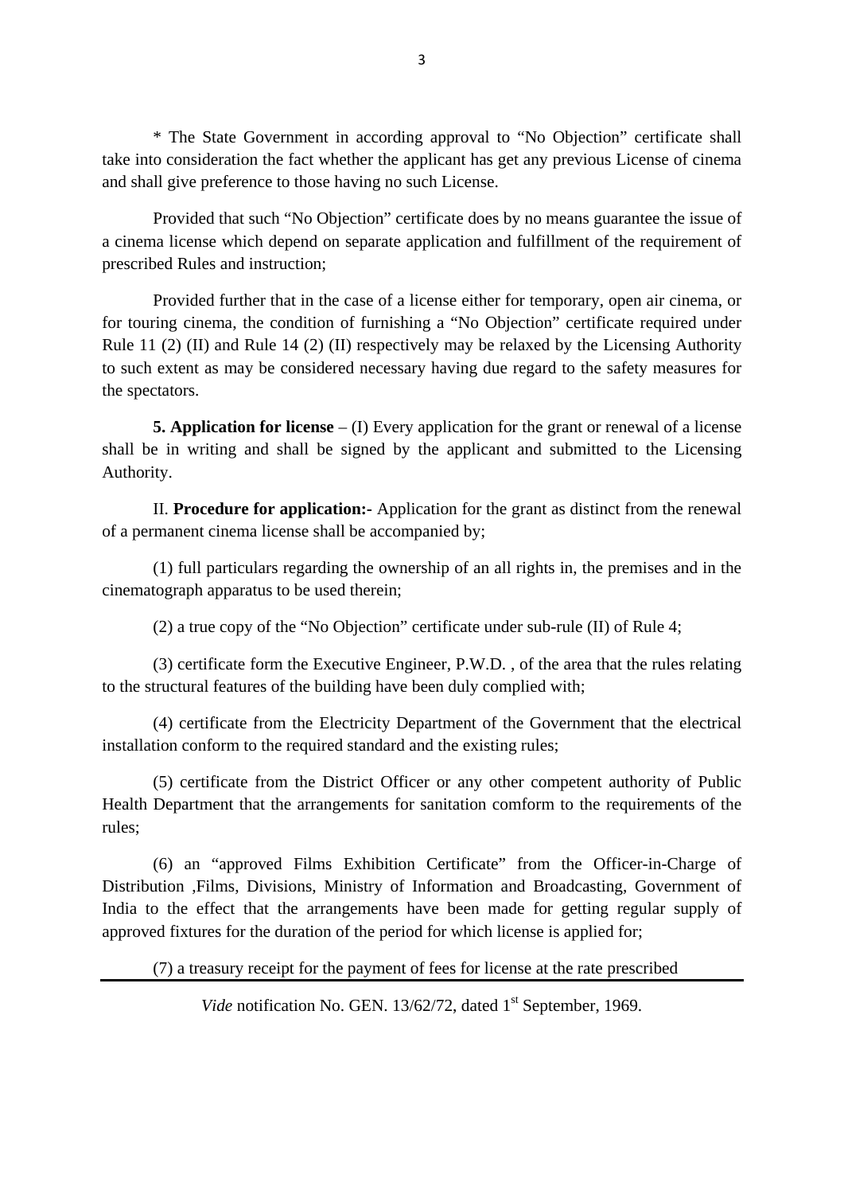* The State Government in according approval to "No Objection" certificate shall take into consideration the fact whether the applicant has get any previous License of cinema and shall give preference to those having no such License.

Provided that such "No Objection" certificate does by no means guarantee the issue of a cinema license which depend on separate application and fulfillment of the requirement of prescribed Rules and instruction;

Provided further that in the case of a license either for temporary, open air cinema, or for touring cinema, the condition of furnishing a "No Objection" certificate required under Rule 11 (2) (II) and Rule 14 (2) (II) respectively may be relaxed by the Licensing Authority to such extent as may be considered necessary having due regard to the safety measures for the spectators.

**5. Application for license** – (I) Every application for the grant or renewal of a license shall be in writing and shall be signed by the applicant and submitted to the Licensing Authority.

II. **Procedure for application:-** Application for the grant as distinct from the renewal of a permanent cinema license shall be accompanied by;

(1) full particulars regarding the ownership of an all rights in, the premises and in the cinematograph apparatus to be used therein;

(2) a true copy of the "No Objection" certificate under sub-rule (II) of Rule 4;

(3) certificate form the Executive Engineer, P.W.D. , of the area that the rules relating to the structural features of the building have been duly complied with;

(4) certificate from the Electricity Department of the Government that the electrical installation conform to the required standard and the existing rules;

(5) certificate from the District Officer or any other competent authority of Public Health Department that the arrangements for sanitation comform to the requirements of the rules;

(6) an "approved Films Exhibition Certificate" from the Officer-in-Charge of Distribution ,Films, Divisions, Ministry of Information and Broadcasting, Government of India to the effect that the arrangements have been made for getting regular supply of approved fixtures for the duration of the period for which license is applied for;

(7) a treasury receipt for the payment of fees for license at the rate prescribed

---

*Vide* notification No. GEN. 13/62/72, dated 1st September, 1969.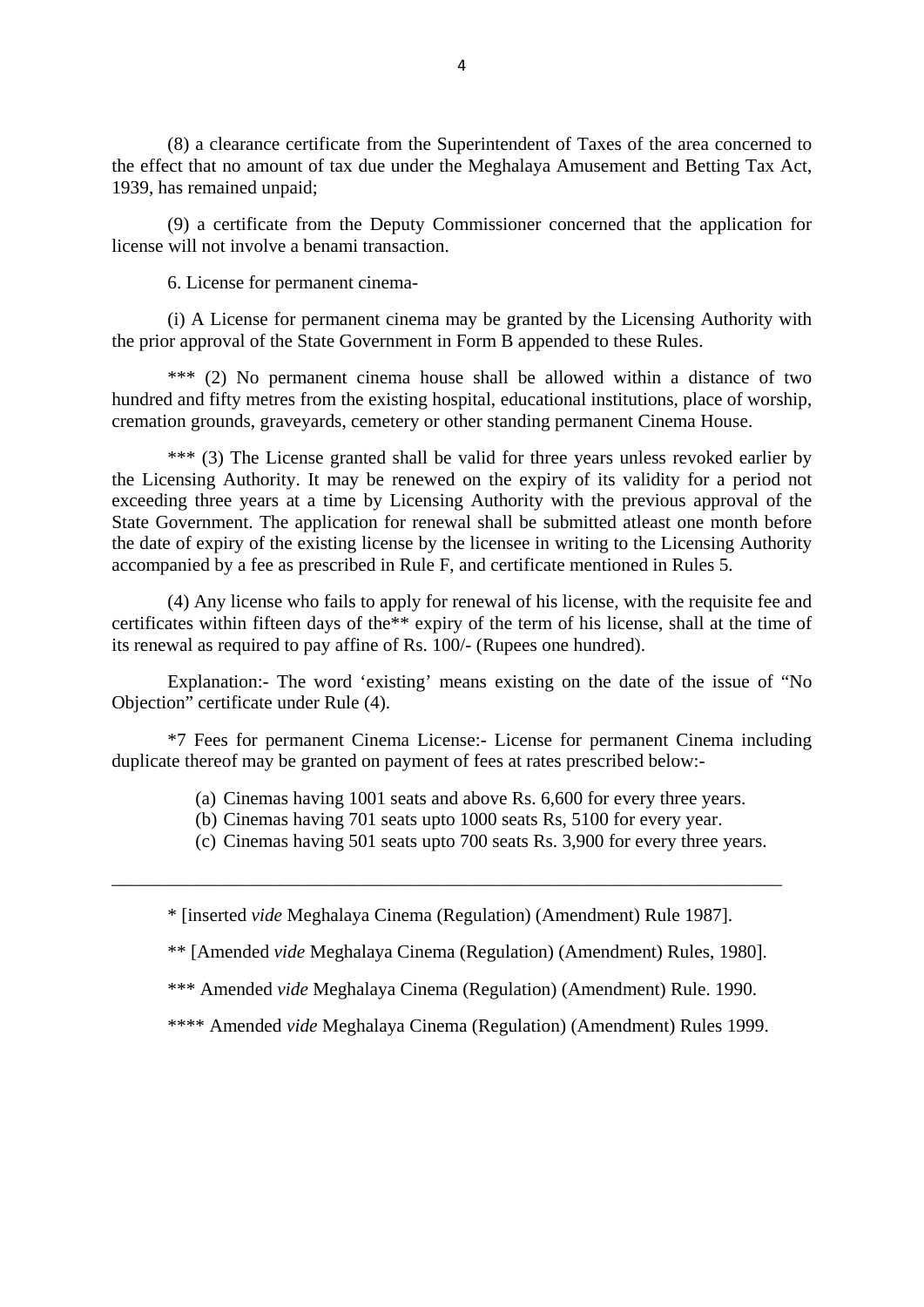(8) a clearance certificate from the Superintendent of Taxes of the area concerned to the effect that no amount of tax due under the Meghalaya Amusement and Betting Tax Act, 1939, has remained unpaid;

(9) a certificate from the Deputy Commissioner concerned that the application for license will not involve a benami transaction.

6. License for permanent cinema-

(i) A License for permanent cinema may be granted by the Licensing Authority with the prior approval of the State Government in Form B appended to these Rules.

*** (2) No permanent cinema house shall be allowed within a distance of two hundred and fifty metres from the existing hospital, educational institutions, place of worship, cremation grounds, graveyards, cemetery or other standing permanent Cinema House.

*** (3) The License granted shall be valid for three years unless revoked earlier by the Licensing Authority. It may be renewed on the expiry of its validity for a period not exceeding three years at a time by Licensing Authority with the previous approval of the State Government. The application for renewal shall be submitted atleast one month before the date of expiry of the existing license by the licensee in writing to the Licensing Authority accompanied by a fee as prescribed in Rule F, and certificate mentioned in Rules 5.

(4) Any license who fails to apply for renewal of his license, with the requisite fee and certificates within fifteen days of the** expiry of the term of his license, shall at the time of its renewal as required to pay affine of Rs. 100/- (Rupees one hundred).

Explanation:- The word 'existing' means existing on the date of the issue of "No Objection" certificate under Rule (4).

*7 Fees for permanent Cinema License:- License for permanent Cinema including duplicate thereof may be granted on payment of fees at rates prescribed below:-

(a) Cinemas having 1001 seats and above Rs. 6,600 for every three years.
(b) Cinemas having 701 seats upto 1000 seats Rs, 5100 for every year.
(c) Cinemas having 501 seats upto 700 seats Rs. 3,900 for every three years.

---

* [inserted *vide* Meghalaya Cinema (Regulation) (Amendment) Rule 1987].

** [Amended *vide* Meghalaya Cinema (Regulation) (Amendment) Rules, 1980].

*** Amended *vide* Meghalaya Cinema (Regulation) (Amendment) Rule. 1990.

**** Amended *vide* Meghalaya Cinema (Regulation) (Amendment) Rules 1999.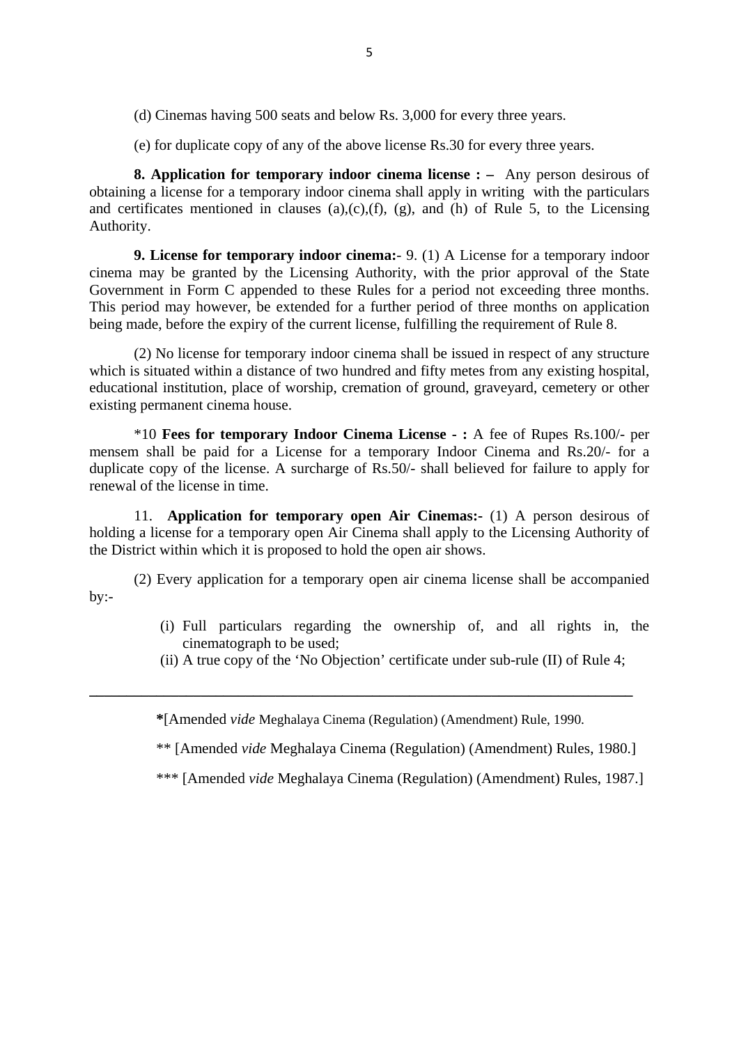(d) Cinemas having 500 seats and below Rs. 3,000 for every three years.

(e) for duplicate copy of any of the above license Rs.30 for every three years.

**8. Application for temporary indoor cinema license : –** Any person desirous of obtaining a license for a temporary indoor cinema shall apply in writing with the particulars and certificates mentioned in clauses (a),(c),(f), (g), and (h) of Rule 5, to the Licensing Authority.

**9. License for temporary indoor cinema:-** 9. (1) A License for a temporary indoor cinema may be granted by the Licensing Authority, with the prior approval of the State Government in Form C appended to these Rules for a period not exceeding three months. This period may however, be extended for a further period of three months on application being made, before the expiry of the current license, fulfilling the requirement of Rule 8.

(2) No license for temporary indoor cinema shall be issued in respect of any structure which is situated within a distance of two hundred and fifty metes from any existing hospital, educational institution, place of worship, cremation of ground, graveyard, cemetery or other existing permanent cinema house.

*10 **Fees for temporary Indoor Cinema License - :** A fee of Rupes Rs.100/- per mensem shall be paid for a License for a temporary Indoor Cinema and Rs.20/- for a duplicate copy of the license. A surcharge of Rs.50/- shall believed for failure to apply for renewal of the license in time.

11. **Application for temporary open Air Cinemas:-** (1) A person desirous of holding a license for a temporary open Air Cinema shall apply to the Licensing Authority of the District within which it is proposed to hold the open air shows.

(2) Every application for a temporary open air cinema license shall be accompanied by:-

(i) Full particulars regarding the ownership of, and all rights in, the cinematograph to be used;
(ii) A true copy of the 'No Objection' certificate under sub-rule (II) of Rule 4;

---

**\***[Amended *vide* Meghalaya Cinema (Regulation) (Amendment) Rule, 1990.

** [Amended *vide* Meghalaya Cinema (Regulation) (Amendment) Rules, 1980.]

*** [Amended *vide* Meghalaya Cinema (Regulation) (Amendment) Rules, 1987.]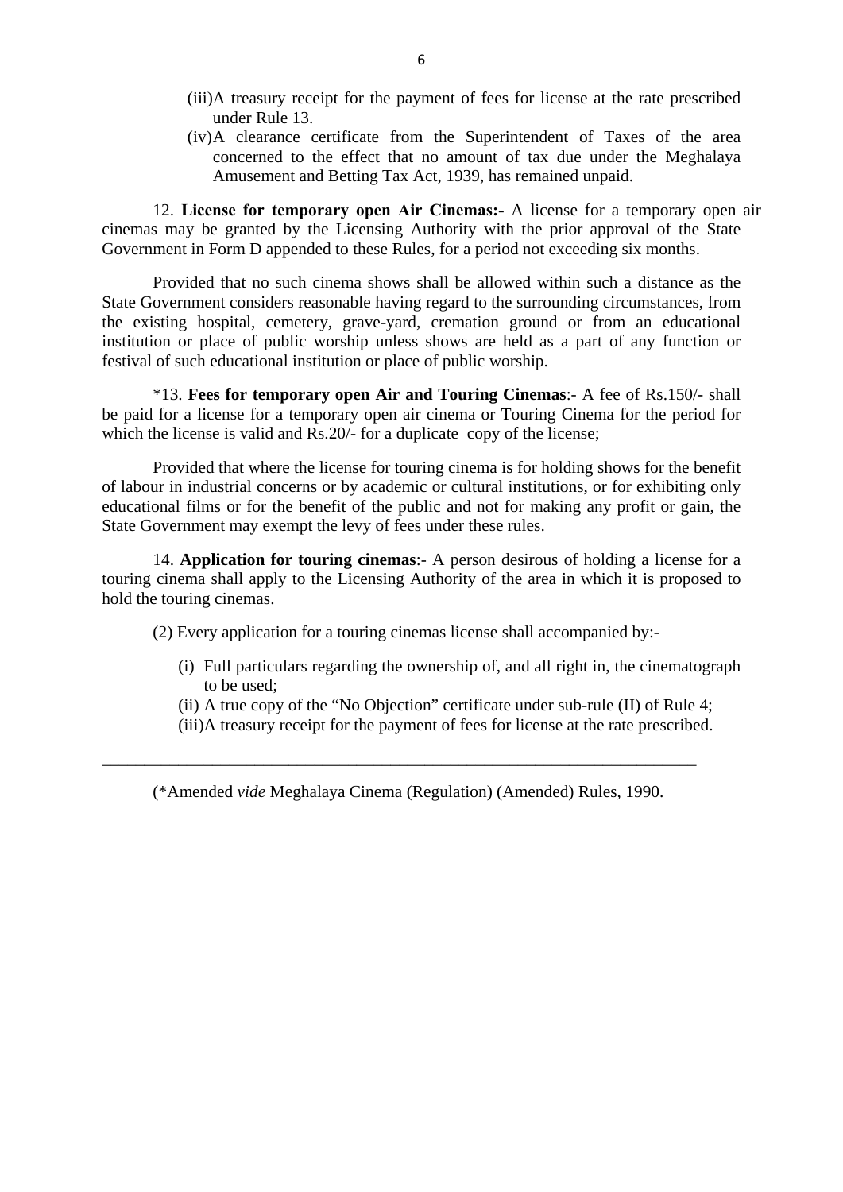(iii) A treasury receipt for the payment of fees for license at the rate prescribed under Rule 13.

(iv) A clearance certificate from the Superintendent of Taxes of the area concerned to the effect that no amount of tax due under the Meghalaya Amusement and Betting Tax Act, 1939, has remained unpaid.

12. **License for temporary open Air Cinemas:-** A license for a temporary open air cinemas may be granted by the Licensing Authority with the prior approval of the State Government in Form D appended to these Rules, for a period not exceeding six months.

Provided that no such cinema shows shall be allowed within such a distance as the State Government considers reasonable having regard to the surrounding circumstances, from the existing hospital, cemetery, grave-yard, cremation ground or from an educational institution or place of public worship unless shows are held as a part of any function or festival of such educational institution or place of public worship.

*13. **Fees for temporary open Air and Touring Cinemas**:- A fee of Rs.150/- shall be paid for a license for a temporary open air cinema or Touring Cinema for the period for which the license is valid and Rs.20/- for a duplicate copy of the license;

Provided that where the license for touring cinema is for holding shows for the benefit of labour in industrial concerns or by academic or cultural institutions, or for exhibiting only educational films or for the benefit of the public and not for making any profit or gain, the State Government may exempt the levy of fees under these rules.

14. **Application for touring cinemas**:- A person desirous of holding a license for a touring cinema shall apply to the Licensing Authority of the area in which it is proposed to hold the touring cinemas.

(2) Every application for a touring cinemas license shall accompanied by:-

(i) Full particulars regarding the ownership of, and all right in, the cinematograph to be used;

(ii) A true copy of the "No Objection" certificate under sub-rule (II) of Rule 4;

(iii) A treasury receipt for the payment of fees for license at the rate prescribed.

---

(*Amended *vide* Meghalaya Cinema (Regulation) (Amended) Rules, 1990.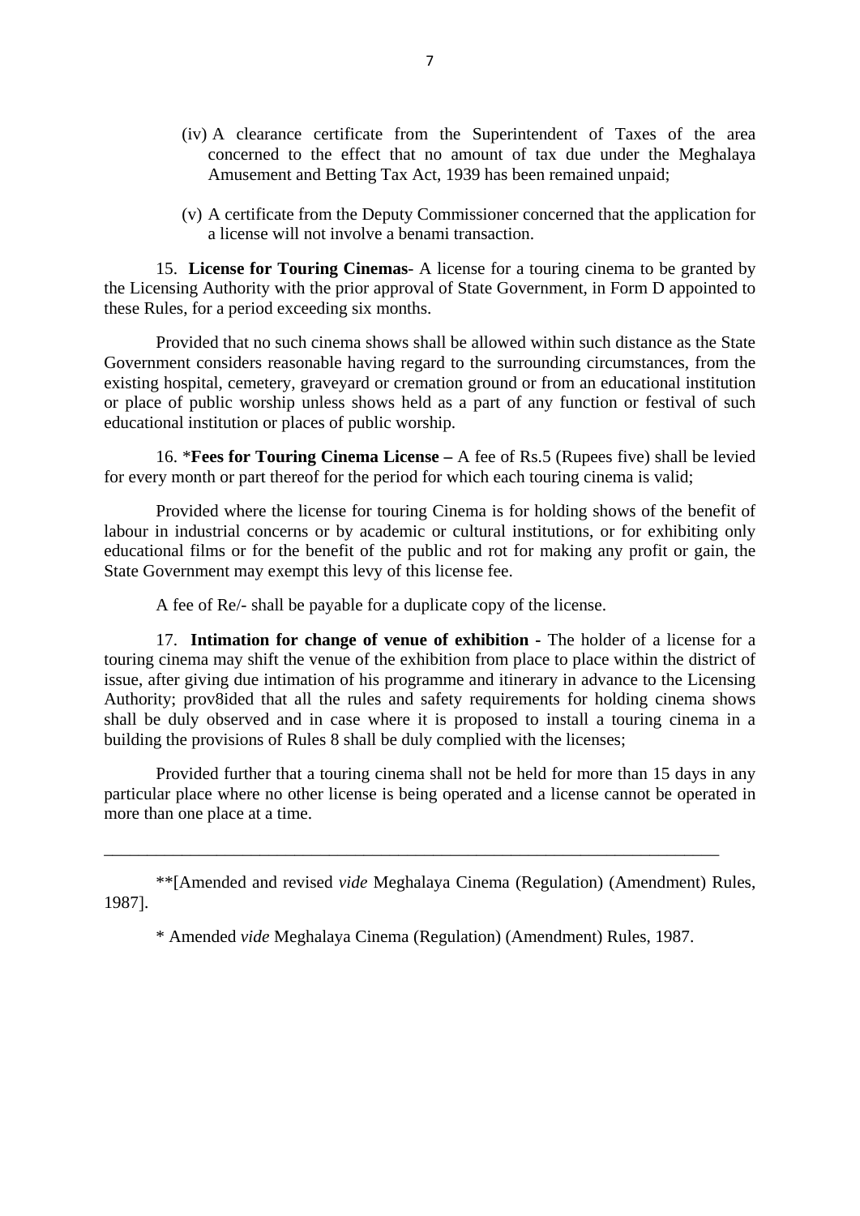(iv) A clearance certificate from the Superintendent of Taxes of the area concerned to the effect that no amount of tax due under the Meghalaya Amusement and Betting Tax Act, 1939 has been remained unpaid;

(v) A certificate from the Deputy Commissioner concerned that the application for a license will not involve a benami transaction.

15. **License for Touring Cinemas**- A license for a touring cinema to be granted by the Licensing Authority with the prior approval of State Government, in Form D appointed to these Rules, for a period exceeding six months.

Provided that no such cinema shows shall be allowed within such distance as the State Government considers reasonable having regard to the surrounding circumstances, from the existing hospital, cemetery, graveyard or cremation ground or from an educational institution or place of public worship unless shows held as a part of any function or festival of such educational institution or places of public worship.

16. ***Fees for Touring Cinema License –** A fee of Rs.5 (Rupees five) shall be levied for every month or part thereof for the period for which each touring cinema is valid;

Provided where the license for touring Cinema is for holding shows of the benefit of labour in industrial concerns or by academic or cultural institutions, or for exhibiting only educational films or for the benefit of the public and rot for making any profit or gain, the State Government may exempt this levy of this license fee.

A fee of Re/- shall be payable for a duplicate copy of the license.

17. **Intimation for change of venue of exhibition -** The holder of a license for a touring cinema may shift the venue of the exhibition from place to place within the district of issue, after giving due intimation of his programme and itinerary in advance to the Licensing Authority; prov8ided that all the rules and safety requirements for holding cinema shows shall be duly observed and in case where it is proposed to install a touring cinema in a building the provisions of Rules 8 shall be duly complied with the licenses;

Provided further that a touring cinema shall not be held for more than 15 days in any particular place where no other license is being operated and a license cannot be operated in more than one place at a time.

---

**[Amended and revised *vide* Meghalaya Cinema (Regulation) (Amendment) Rules, 1987].

* Amended *vide* Meghalaya Cinema (Regulation) (Amendment) Rules, 1987.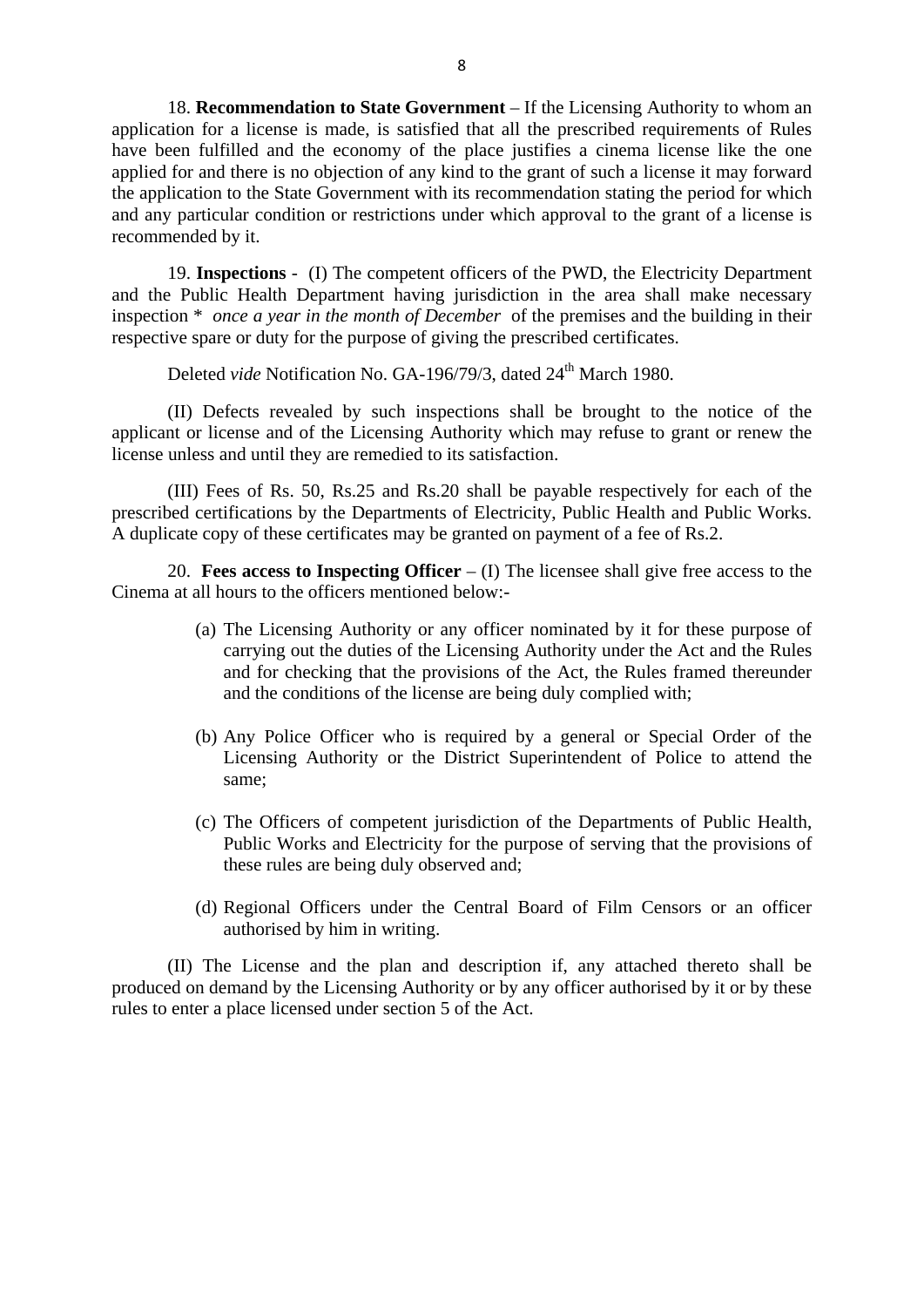18. **Recommendation to State Government** – If the Licensing Authority to whom an application for a license is made, is satisfied that all the prescribed requirements of Rules have been fulfilled and the economy of the place justifies a cinema license like the one applied for and there is no objection of any kind to the grant of such a license it may forward the application to the State Government with its recommendation stating the period for which and any particular condition or restrictions under which approval to the grant of a license is recommended by it.

19. **Inspections** - (I) The competent officers of the PWD, the Electricity Department and the Public Health Department having jurisdiction in the area shall make necessary inspection * *once a year in the month of December* of the premises and the building in their respective spare or duty for the purpose of giving the prescribed certificates.

Deleted *vide* Notification No. GA-196/79/3, dated 24th March 1980.

(II) Defects revealed by such inspections shall be brought to the notice of the applicant or license and of the Licensing Authority which may refuse to grant or renew the license unless and until they are remedied to its satisfaction.

(III) Fees of Rs. 50, Rs.25 and Rs.20 shall be payable respectively for each of the prescribed certifications by the Departments of Electricity, Public Health and Public Works. A duplicate copy of these certificates may be granted on payment of a fee of Rs.2.

20. **Fees access to Inspecting Officer** – (I) The licensee shall give free access to the Cinema at all hours to the officers mentioned below:-

(a) The Licensing Authority or any officer nominated by it for these purpose of carrying out the duties of the Licensing Authority under the Act and the Rules and for checking that the provisions of the Act, the Rules framed thereunder and the conditions of the license are being duly complied with;

(b) Any Police Officer who is required by a general or Special Order of the Licensing Authority or the District Superintendent of Police to attend the same;

(c) The Officers of competent jurisdiction of the Departments of Public Health, Public Works and Electricity for the purpose of serving that the provisions of these rules are being duly observed and;

(d) Regional Officers under the Central Board of Film Censors or an officer authorised by him in writing.

(II) The License and the plan and description if, any attached thereto shall be produced on demand by the Licensing Authority or by any officer authorised by it or by these rules to enter a place licensed under section 5 of the Act.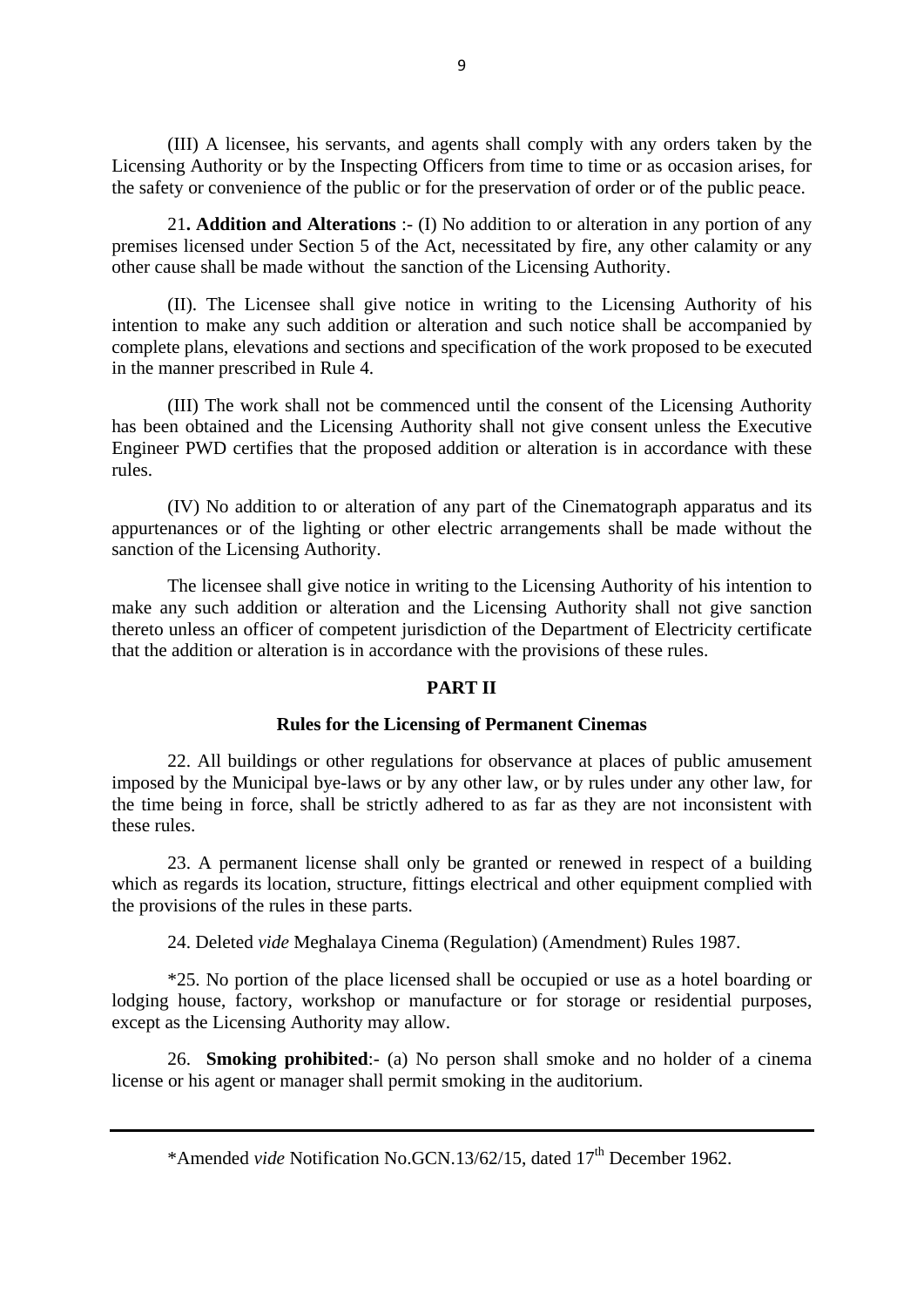(III) A licensee, his servants, and agents shall comply with any orders taken by the Licensing Authority or by the Inspecting Officers from time to time or as occasion arises, for the safety or convenience of the public or for the preservation of order or of the public peace.

21**. Addition and Alterations** :- (I) No addition to or alteration in any portion of any premises licensed under Section 5 of the Act, necessitated by fire, any other calamity or any other cause shall be made without the sanction of the Licensing Authority.

(II). The Licensee shall give notice in writing to the Licensing Authority of his intention to make any such addition or alteration and such notice shall be accompanied by complete plans, elevations and sections and specification of the work proposed to be executed in the manner prescribed in Rule 4.

(III) The work shall not be commenced until the consent of the Licensing Authority has been obtained and the Licensing Authority shall not give consent unless the Executive Engineer PWD certifies that the proposed addition or alteration is in accordance with these rules.

(IV) No addition to or alteration of any part of the Cinematograph apparatus and its appurtenances or of the lighting or other electric arrangements shall be made without the sanction of the Licensing Authority.

The licensee shall give notice in writing to the Licensing Authority of his intention to make any such addition or alteration and the Licensing Authority shall not give sanction thereto unless an officer of competent jurisdiction of the Department of Electricity certificate that the addition or alteration is in accordance with the provisions of these rules.

## PART II

### Rules for the Licensing of Permanent Cinemas

22. All buildings or other regulations for observance at places of public amusement imposed by the Municipal bye-laws or by any other law, or by rules under any other law, for the time being in force, shall be strictly adhered to as far as they are not inconsistent with these rules.

23. A permanent license shall only be granted or renewed in respect of a building which as regards its location, structure, fittings electrical and other equipment complied with the provisions of the rules in these parts.

24. Deleted *vide* Meghalaya Cinema (Regulation) (Amendment) Rules 1987.

*25. No portion of the place licensed shall be occupied or use as a hotel boarding or lodging house, factory, workshop or manufacture or for storage or residential purposes, except as the Licensing Authority may allow.

26. **Smoking prohibited**:- (a) No person shall smoke and no holder of a cinema license or his agent or manager shall permit smoking in the auditorium.

---

*Amended *vide* Notification No.GCN.13/62/15, dated 17th December 1962.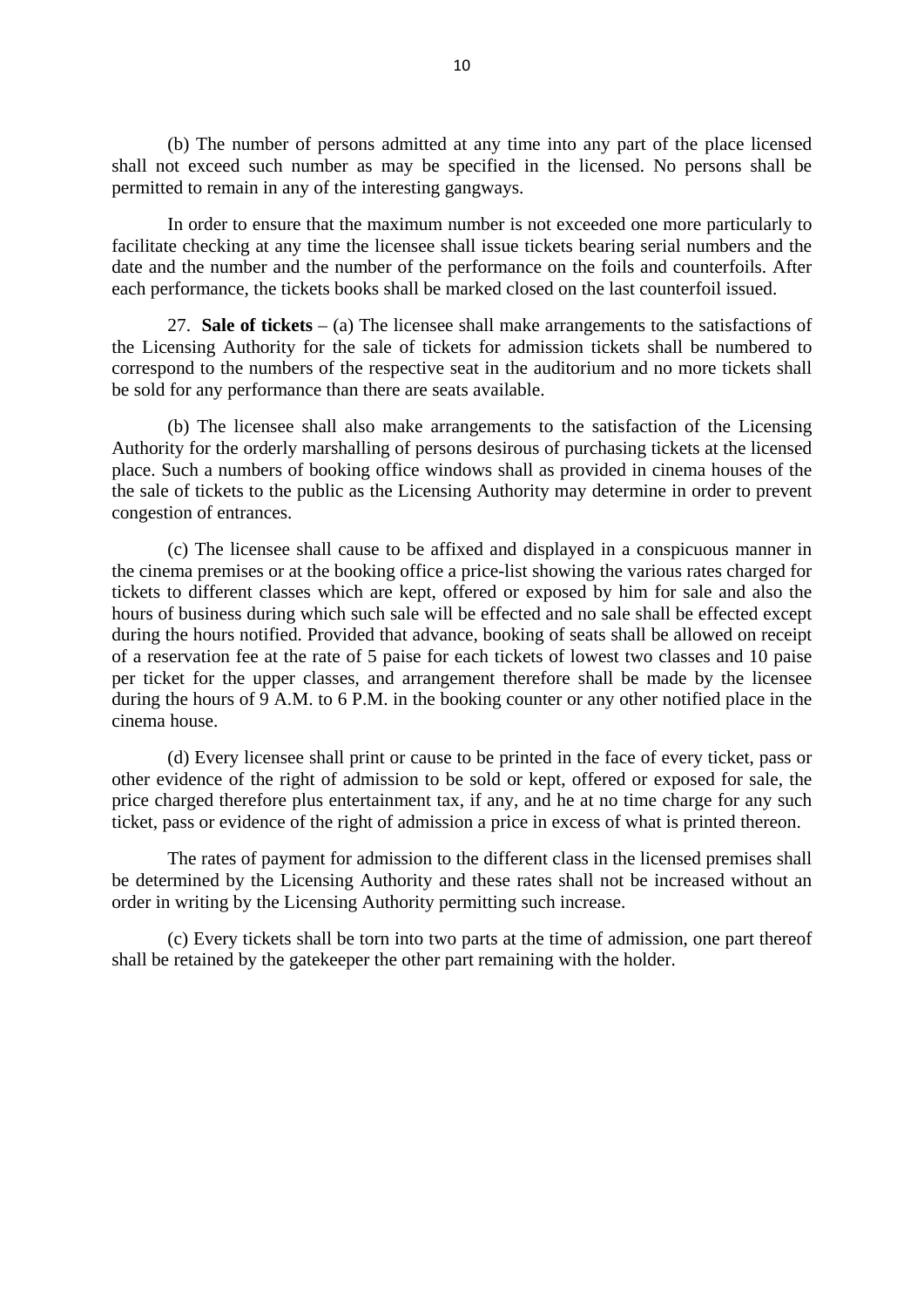(b) The number of persons admitted at any time into any part of the place licensed shall not exceed such number as may be specified in the licensed. No persons shall be permitted to remain in any of the interesting gangways.

In order to ensure that the maximum number is not exceeded one more particularly to facilitate checking at any time the licensee shall issue tickets bearing serial numbers and the date and the number and the number of the performance on the foils and counterfoils. After each performance, the tickets books shall be marked closed on the last counterfoil issued.

27. **Sale of tickets** – (a) The licensee shall make arrangements to the satisfactions of the Licensing Authority for the sale of tickets for admission tickets shall be numbered to correspond to the numbers of the respective seat in the auditorium and no more tickets shall be sold for any performance than there are seats available.

(b) The licensee shall also make arrangements to the satisfaction of the Licensing Authority for the orderly marshalling of persons desirous of purchasing tickets at the licensed place. Such a numbers of booking office windows shall as provided in cinema houses of the the sale of tickets to the public as the Licensing Authority may determine in order to prevent congestion of entrances.

(c) The licensee shall cause to be affixed and displayed in a conspicuous manner in the cinema premises or at the booking office a price-list showing the various rates charged for tickets to different classes which are kept, offered or exposed by him for sale and also the hours of business during which such sale will be effected and no sale shall be effected except during the hours notified. Provided that advance, booking of seats shall be allowed on receipt of a reservation fee at the rate of 5 paise for each tickets of lowest two classes and 10 paise per ticket for the upper classes, and arrangement therefore shall be made by the licensee during the hours of 9 A.M. to 6 P.M. in the booking counter or any other notified place in the cinema house.

(d) Every licensee shall print or cause to be printed in the face of every ticket, pass or other evidence of the right of admission to be sold or kept, offered or exposed for sale, the price charged therefore plus entertainment tax, if any, and he at no time charge for any such ticket, pass or evidence of the right of admission a price in excess of what is printed thereon.

The rates of payment for admission to the different class in the licensed premises shall be determined by the Licensing Authority and these rates shall not be increased without an order in writing by the Licensing Authority permitting such increase.

(c) Every tickets shall be torn into two parts at the time of admission, one part thereof shall be retained by the gatekeeper the other part remaining with the holder.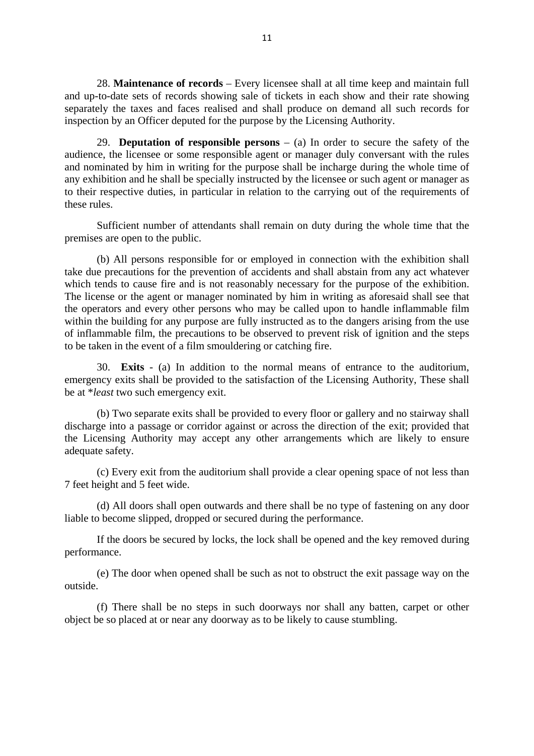28. **Maintenance of records** – Every licensee shall at all time keep and maintain full and up-to-date sets of records showing sale of tickets in each show and their rate showing separately the taxes and faces realised and shall produce on demand all such records for inspection by an Officer deputed for the purpose by the Licensing Authority.

29. **Deputation of responsible persons** – (a) In order to secure the safety of the audience, the licensee or some responsible agent or manager duly conversant with the rules and nominated by him in writing for the purpose shall be incharge during the whole time of any exhibition and he shall be specially instructed by the licensee or such agent or manager as to their respective duties, in particular in relation to the carrying out of the requirements of these rules.

Sufficient number of attendants shall remain on duty during the whole time that the premises are open to the public.

(b) All persons responsible for or employed in connection with the exhibition shall take due precautions for the prevention of accidents and shall abstain from any act whatever which tends to cause fire and is not reasonably necessary for the purpose of the exhibition. The license or the agent or manager nominated by him in writing as aforesaid shall see that the operators and every other persons who may be called upon to handle inflammable film within the building for any purpose are fully instructed as to the dangers arising from the use of inflammable film, the precautions to be observed to prevent risk of ignition and the steps to be taken in the event of a film smouldering or catching fire.

30. **Exits** - (a) In addition to the normal means of entrance to the auditorium, emergency exits shall be provided to the satisfaction of the Licensing Authority, These shall be at *\*least* two such emergency exit.

(b) Two separate exits shall be provided to every floor or gallery and no stairway shall discharge into a passage or corridor against or across the direction of the exit; provided that the Licensing Authority may accept any other arrangements which are likely to ensure adequate safety.

(c) Every exit from the auditorium shall provide a clear opening space of not less than 7 feet height and 5 feet wide.

(d) All doors shall open outwards and there shall be no type of fastening on any door liable to become slipped, dropped or secured during the performance.

If the doors be secured by locks, the lock shall be opened and the key removed during performance.

(e) The door when opened shall be such as not to obstruct the exit passage way on the outside.

(f) There shall be no steps in such doorways nor shall any batten, carpet or other object be so placed at or near any doorway as to be likely to cause stumbling.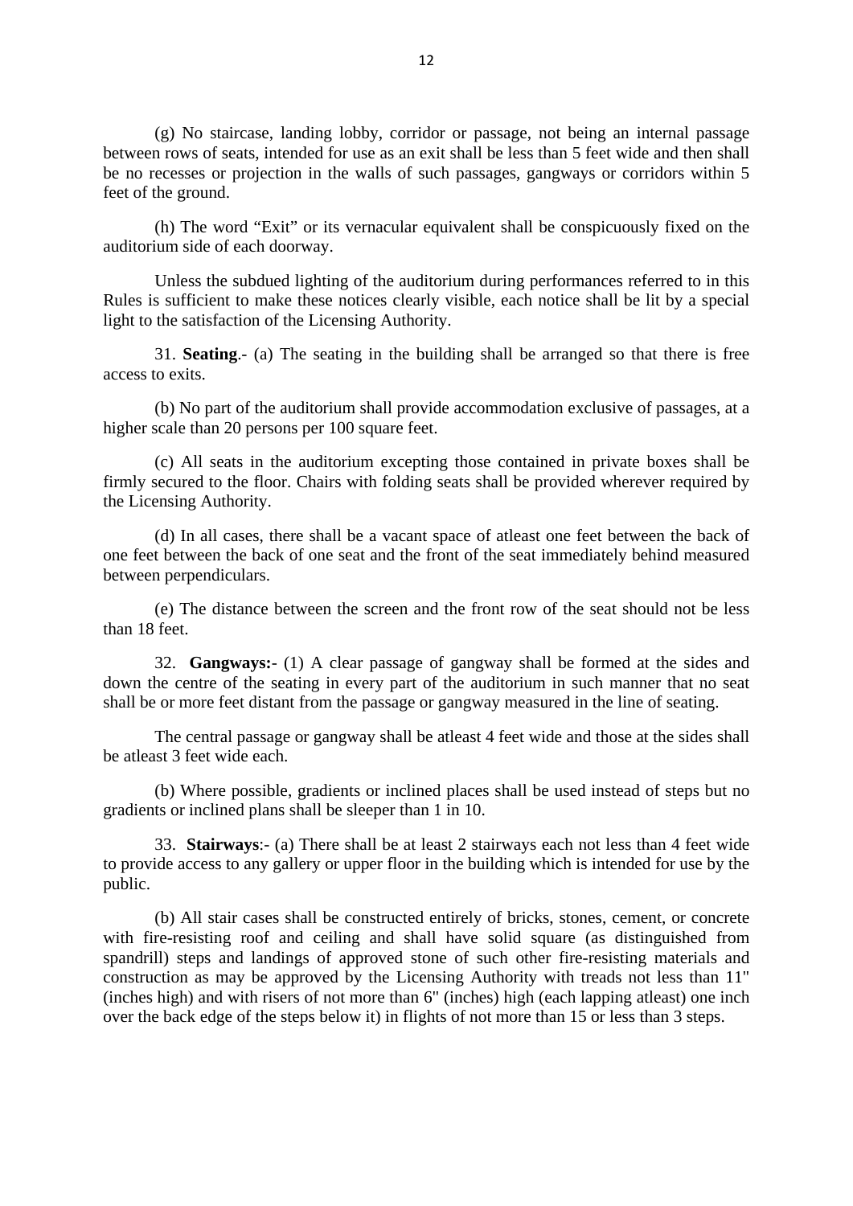(g) No staircase, landing lobby, corridor or passage, not being an internal passage between rows of seats, intended for use as an exit shall be less than 5 feet wide and then shall be no recesses or projection in the walls of such passages, gangways or corridors within 5 feet of the ground.

(h) The word "Exit" or its vernacular equivalent shall be conspicuously fixed on the auditorium side of each doorway.

Unless the subdued lighting of the auditorium during performances referred to in this Rules is sufficient to make these notices clearly visible, each notice shall be lit by a special light to the satisfaction of the Licensing Authority.

31. **Seating**.- (a) The seating in the building shall be arranged so that there is free access to exits.

(b) No part of the auditorium shall provide accommodation exclusive of passages, at a higher scale than 20 persons per 100 square feet.

(c) All seats in the auditorium excepting those contained in private boxes shall be firmly secured to the floor. Chairs with folding seats shall be provided wherever required by the Licensing Authority.

(d) In all cases, there shall be a vacant space of atleast one feet between the back of one feet between the back of one seat and the front of the seat immediately behind measured between perpendiculars.

(e) The distance between the screen and the front row of the seat should not be less than 18 feet.

32. **Gangways:**- (1) A clear passage of gangway shall be formed at the sides and down the centre of the seating in every part of the auditorium in such manner that no seat shall be or more feet distant from the passage or gangway measured in the line of seating.

The central passage or gangway shall be atleast 4 feet wide and those at the sides shall be atleast 3 feet wide each.

(b) Where possible, gradients or inclined places shall be used instead of steps but no gradients or inclined plans shall be sleeper than 1 in 10.

33. **Stairways**:- (a) There shall be at least 2 stairways each not less than 4 feet wide to provide access to any gallery or upper floor in the building which is intended for use by the public.

(b) All stair cases shall be constructed entirely of bricks, stones, cement, or concrete with fire-resisting roof and ceiling and shall have solid square (as distinguished from spandrill) steps and landings of approved stone of such other fire-resisting materials and construction as may be approved by the Licensing Authority with treads not less than 11" (inches high) and with risers of not more than 6" (inches) high (each lapping atleast) one inch over the back edge of the steps below it) in flights of not more than 15 or less than 3 steps.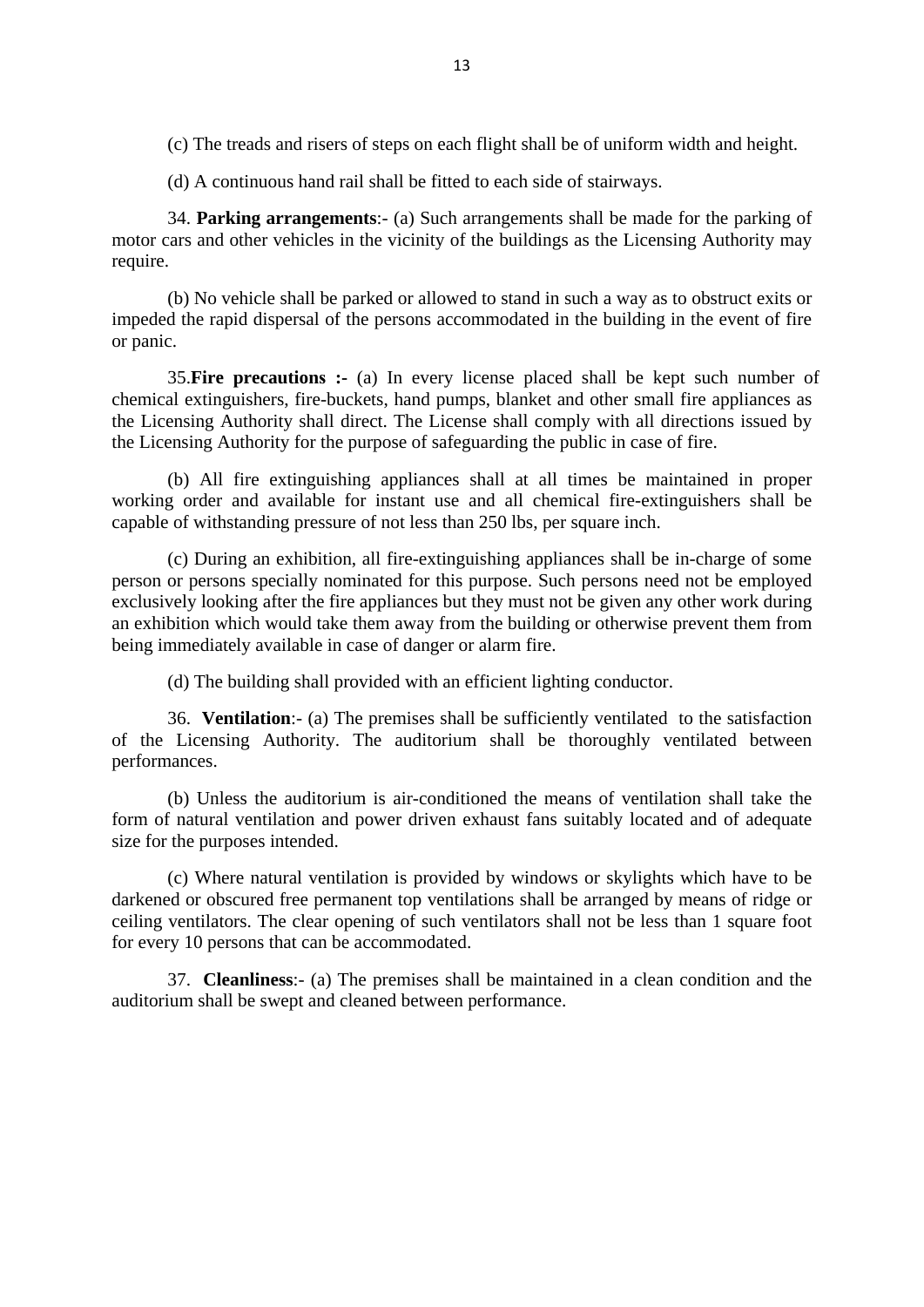(c) The treads and risers of steps on each flight shall be of uniform width and height.

(d) A continuous hand rail shall be fitted to each side of stairways.

34. **Parking arrangements**:- (a) Such arrangements shall be made for the parking of motor cars and other vehicles in the vicinity of the buildings as the Licensing Authority may require.

(b) No vehicle shall be parked or allowed to stand in such a way as to obstruct exits or impeded the rapid dispersal of the persons accommodated in the building in the event of fire or panic.

35.**Fire precautions :-** (a) In every license placed shall be kept such number of chemical extinguishers, fire-buckets, hand pumps, blanket and other small fire appliances as the Licensing Authority shall direct. The License shall comply with all directions issued by the Licensing Authority for the purpose of safeguarding the public in case of fire.

(b) All fire extinguishing appliances shall at all times be maintained in proper working order and available for instant use and all chemical fire-extinguishers shall be capable of withstanding pressure of not less than 250 lbs, per square inch.

(c) During an exhibition, all fire-extinguishing appliances shall be in-charge of some person or persons specially nominated for this purpose. Such persons need not be employed exclusively looking after the fire appliances but they must not be given any other work during an exhibition which would take them away from the building or otherwise prevent them from being immediately available in case of danger or alarm fire.

(d) The building shall provided with an efficient lighting conductor.

36. **Ventilation**:- (a) The premises shall be sufficiently ventilated to the satisfaction of the Licensing Authority. The auditorium shall be thoroughly ventilated between performances.

(b) Unless the auditorium is air-conditioned the means of ventilation shall take the form of natural ventilation and power driven exhaust fans suitably located and of adequate size for the purposes intended.

(c) Where natural ventilation is provided by windows or skylights which have to be darkened or obscured free permanent top ventilations shall be arranged by means of ridge or ceiling ventilators. The clear opening of such ventilators shall not be less than 1 square foot for every 10 persons that can be accommodated.

37. **Cleanliness**:- (a) The premises shall be maintained in a clean condition and the auditorium shall be swept and cleaned between performance.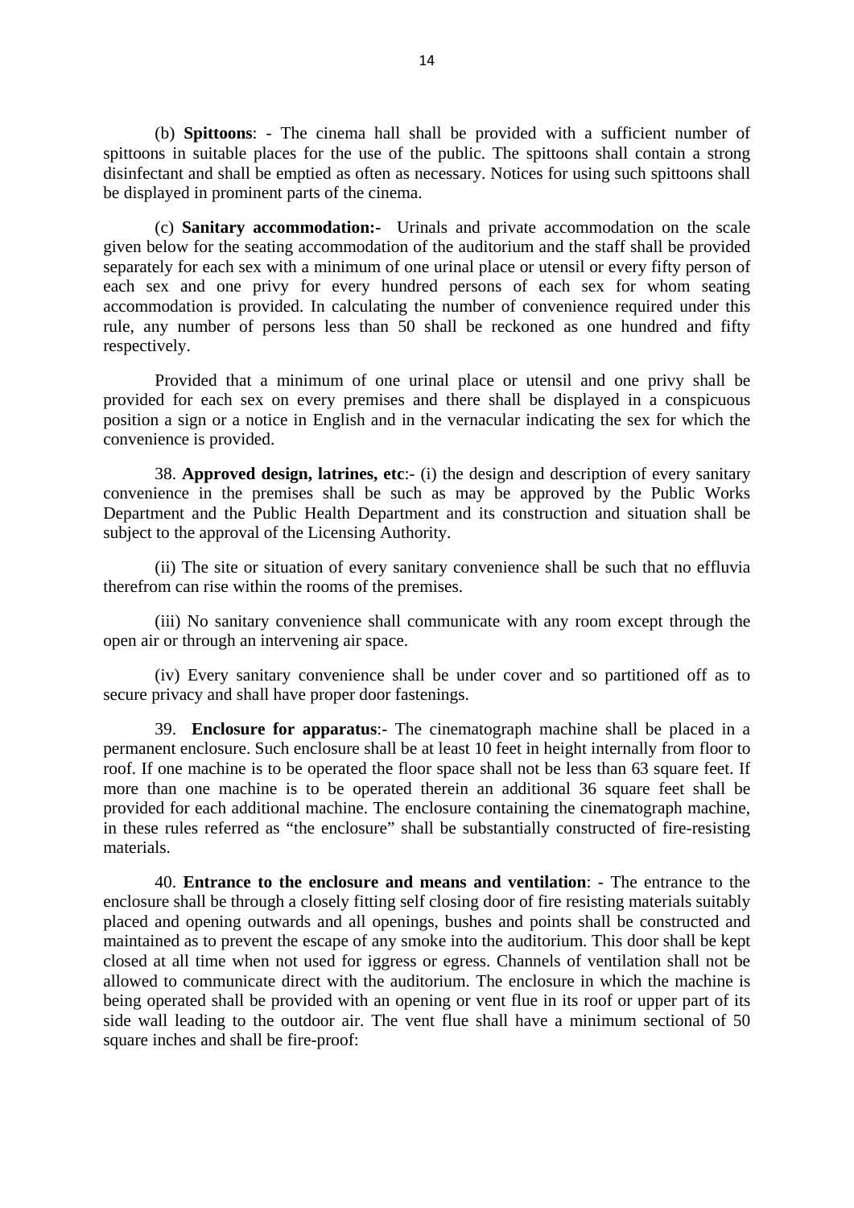(b) **Spittoons**: - The cinema hall shall be provided with a sufficient number of spittoons in suitable places for the use of the public. The spittoons shall contain a strong disinfectant and shall be emptied as often as necessary. Notices for using such spittoons shall be displayed in prominent parts of the cinema.

(c) **Sanitary accommodation:-** Urinals and private accommodation on the scale given below for the seating accommodation of the auditorium and the staff shall be provided separately for each sex with a minimum of one urinal place or utensil or every fifty person of each sex and one privy for every hundred persons of each sex for whom seating accommodation is provided. In calculating the number of convenience required under this rule, any number of persons less than 50 shall be reckoned as one hundred and fifty respectively.

Provided that a minimum of one urinal place or utensil and one privy shall be provided for each sex on every premises and there shall be displayed in a conspicuous position a sign or a notice in English and in the vernacular indicating the sex for which the convenience is provided.

38. **Approved design, latrines, etc**:- (i) the design and description of every sanitary convenience in the premises shall be such as may be approved by the Public Works Department and the Public Health Department and its construction and situation shall be subject to the approval of the Licensing Authority.

(ii) The site or situation of every sanitary convenience shall be such that no effluvia therefrom can rise within the rooms of the premises.

(iii) No sanitary convenience shall communicate with any room except through the open air or through an intervening air space.

(iv) Every sanitary convenience shall be under cover and so partitioned off as to secure privacy and shall have proper door fastenings.

39. **Enclosure for apparatus**:- The cinematograph machine shall be placed in a permanent enclosure. Such enclosure shall be at least 10 feet in height internally from floor to roof. If one machine is to be operated the floor space shall not be less than 63 square feet. If more than one machine is to be operated therein an additional 36 square feet shall be provided for each additional machine. The enclosure containing the cinematograph machine, in these rules referred as "the enclosure" shall be substantially constructed of fire-resisting materials.

40. **Entrance to the enclosure and means and ventilation**: - The entrance to the enclosure shall be through a closely fitting self closing door of fire resisting materials suitably placed and opening outwards and all openings, bushes and points shall be constructed and maintained as to prevent the escape of any smoke into the auditorium. This door shall be kept closed at all time when not used for iggress or egress. Channels of ventilation shall not be allowed to communicate direct with the auditorium. The enclosure in which the machine is being operated shall be provided with an opening or vent flue in its roof or upper part of its side wall leading to the outdoor air. The vent flue shall have a minimum sectional of 50 square inches and shall be fire-proof: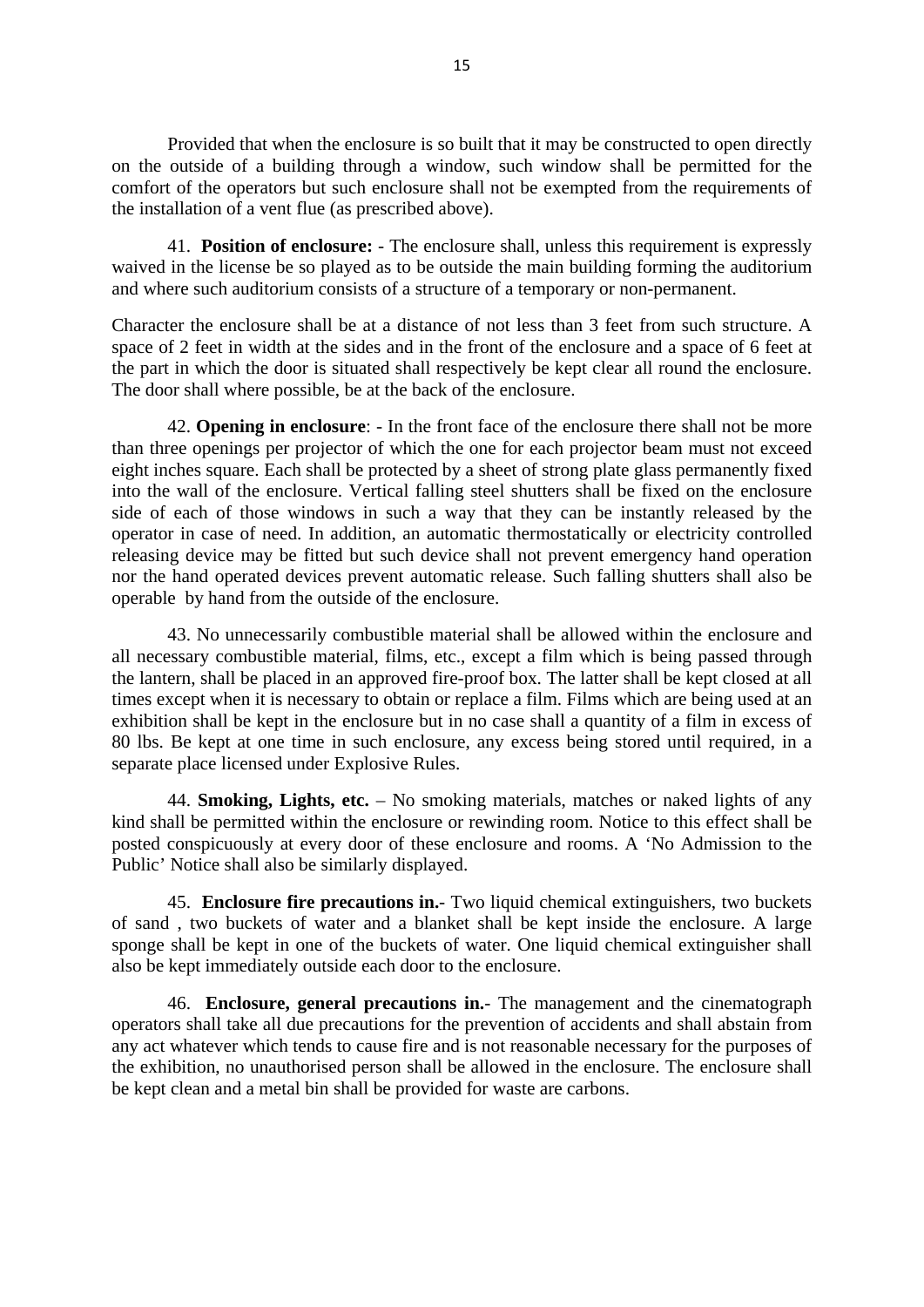Provided that when the enclosure is so built that it may be constructed to open directly on the outside of a building through a window, such window shall be permitted for the comfort of the operators but such enclosure shall not be exempted from the requirements of the installation of a vent flue (as prescribed above).

41. **Position of enclosure:** - The enclosure shall, unless this requirement is expressly waived in the license be so played as to be outside the main building forming the auditorium and where such auditorium consists of a structure of a temporary or non-permanent.

Character the enclosure shall be at a distance of not less than 3 feet from such structure. A space of 2 feet in width at the sides and in the front of the enclosure and a space of 6 feet at the part in which the door is situated shall respectively be kept clear all round the enclosure. The door shall where possible, be at the back of the enclosure.

42. **Opening in enclosure**: - In the front face of the enclosure there shall not be more than three openings per projector of which the one for each projector beam must not exceed eight inches square. Each shall be protected by a sheet of strong plate glass permanently fixed into the wall of the enclosure. Vertical falling steel shutters shall be fixed on the enclosure side of each of those windows in such a way that they can be instantly released by the operator in case of need. In addition, an automatic thermostatically or electricity controlled releasing device may be fitted but such device shall not prevent emergency hand operation nor the hand operated devices prevent automatic release. Such falling shutters shall also be operable by hand from the outside of the enclosure.

43. No unnecessarily combustible material shall be allowed within the enclosure and all necessary combustible material, films, etc., except a film which is being passed through the lantern, shall be placed in an approved fire-proof box. The latter shall be kept closed at all times except when it is necessary to obtain or replace a film. Films which are being used at an exhibition shall be kept in the enclosure but in no case shall a quantity of a film in excess of 80 lbs. Be kept at one time in such enclosure, any excess being stored until required, in a separate place licensed under Explosive Rules.

44. **Smoking, Lights, etc.** – No smoking materials, matches or naked lights of any kind shall be permitted within the enclosure or rewinding room. Notice to this effect shall be posted conspicuously at every door of these enclosure and rooms. A 'No Admission to the Public' Notice shall also be similarly displayed.

45. **Enclosure fire precautions in.**- Two liquid chemical extinguishers, two buckets of sand , two buckets of water and a blanket shall be kept inside the enclosure. A large sponge shall be kept in one of the buckets of water. One liquid chemical extinguisher shall also be kept immediately outside each door to the enclosure.

46. **Enclosure, general precautions in.**- The management and the cinematograph operators shall take all due precautions for the prevention of accidents and shall abstain from any act whatever which tends to cause fire and is not reasonable necessary for the purposes of the exhibition, no unauthorised person shall be allowed in the enclosure. The enclosure shall be kept clean and a metal bin shall be provided for waste are carbons.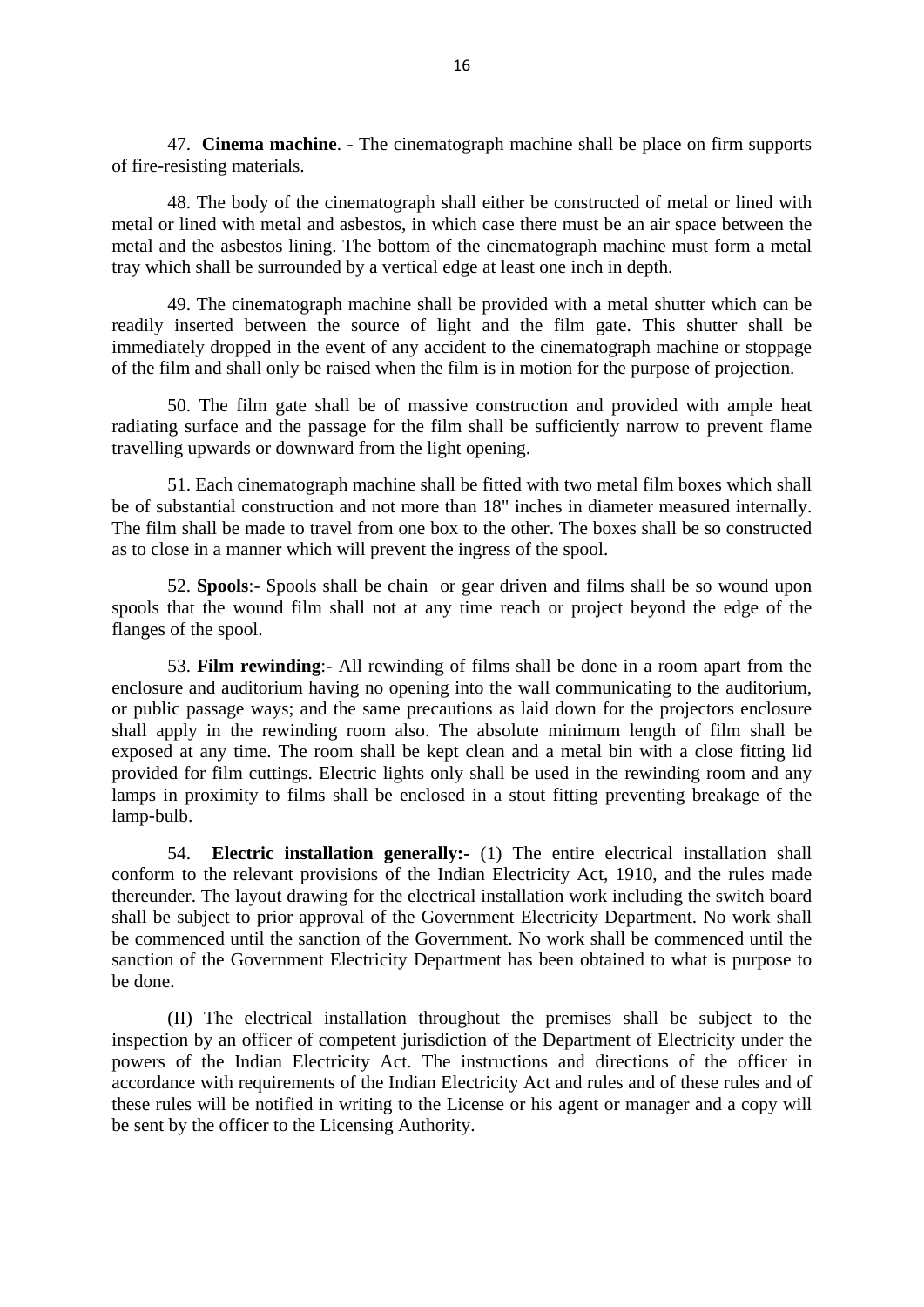47. **Cinema machine**. - The cinematograph machine shall be place on firm supports of fire-resisting materials.

48. The body of the cinematograph shall either be constructed of metal or lined with metal or lined with metal and asbestos, in which case there must be an air space between the metal and the asbestos lining. The bottom of the cinematograph machine must form a metal tray which shall be surrounded by a vertical edge at least one inch in depth.

49. The cinematograph machine shall be provided with a metal shutter which can be readily inserted between the source of light and the film gate. This shutter shall be immediately dropped in the event of any accident to the cinematograph machine or stoppage of the film and shall only be raised when the film is in motion for the purpose of projection.

50. The film gate shall be of massive construction and provided with ample heat radiating surface and the passage for the film shall be sufficiently narrow to prevent flame travelling upwards or downward from the light opening.

51. Each cinematograph machine shall be fitted with two metal film boxes which shall be of substantial construction and not more than 18" inches in diameter measured internally. The film shall be made to travel from one box to the other. The boxes shall be so constructed as to close in a manner which will prevent the ingress of the spool.

52. **Spools**:- Spools shall be chain or gear driven and films shall be so wound upon spools that the wound film shall not at any time reach or project beyond the edge of the flanges of the spool.

53. **Film rewinding**:- All rewinding of films shall be done in a room apart from the enclosure and auditorium having no opening into the wall communicating to the auditorium, or public passage ways; and the same precautions as laid down for the projectors enclosure shall apply in the rewinding room also. The absolute minimum length of film shall be exposed at any time. The room shall be kept clean and a metal bin with a close fitting lid provided for film cuttings. Electric lights only shall be used in the rewinding room and any lamps in proximity to films shall be enclosed in a stout fitting preventing breakage of the lamp-bulb.

54. **Electric installation generally:-** (1) The entire electrical installation shall conform to the relevant provisions of the Indian Electricity Act, 1910, and the rules made thereunder. The layout drawing for the electrical installation work including the switch board shall be subject to prior approval of the Government Electricity Department. No work shall be commenced until the sanction of the Government. No work shall be commenced until the sanction of the Government Electricity Department has been obtained to what is purpose to be done.

(II) The electrical installation throughout the premises shall be subject to the inspection by an officer of competent jurisdiction of the Department of Electricity under the powers of the Indian Electricity Act. The instructions and directions of the officer in accordance with requirements of the Indian Electricity Act and rules and of these rules and of these rules will be notified in writing to the License or his agent or manager and a copy will be sent by the officer to the Licensing Authority.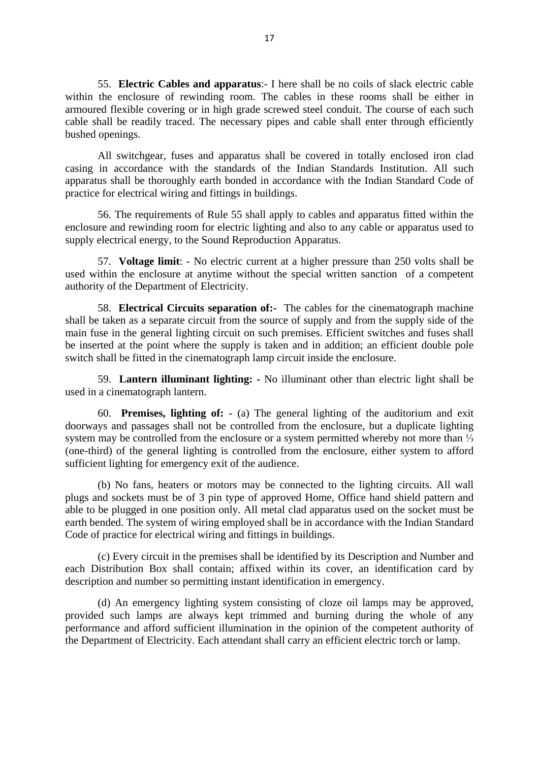55. **Electric Cables and apparatus**:- I here shall be no coils of slack electric cable within the enclosure of rewinding room. The cables in these rooms shall be either in armoured flexible covering or in high grade screwed steel conduit. The course of each such cable shall be readily traced. The necessary pipes and cable shall enter through efficiently bushed openings.

All switchgear, fuses and apparatus shall be covered in totally enclosed iron clad casing in accordance with the standards of the Indian Standards Institution. All such apparatus shall be thoroughly earth bonded in accordance with the Indian Standard Code of practice for electrical wiring and fittings in buildings.

56. The requirements of Rule 55 shall apply to cables and apparatus fitted within the enclosure and rewinding room for electric lighting and also to any cable or apparatus used to supply electrical energy, to the Sound Reproduction Apparatus.

57. **Voltage limit**: - No electric current at a higher pressure than 250 volts shall be used within the enclosure at anytime without the special written sanction of a competent authority of the Department of Electricity.

58. **Electrical Circuits separation of:-** The cables for the cinematograph machine shall be taken as a separate circuit from the source of supply and from the supply side of the main fuse in the general lighting circuit on such premises. Efficient switches and fuses shall be inserted at the point where the supply is taken and in addition; an efficient double pole switch shall be fitted in the cinematograph lamp circuit inside the enclosure.

59. **Lantern illuminant lighting: -** No illuminant other than electric light shall be used in a cinematograph lantern.

60. **Premises, lighting of:** - (a) The general lighting of the auditorium and exit doorways and passages shall not be controlled from the enclosure, but a duplicate lighting system may be controlled from the enclosure or a system permitted whereby not more than ⅓ (one-third) of the general lighting is controlled from the enclosure, either system to afford sufficient lighting for emergency exit of the audience.

(b) No fans, heaters or motors may be connected to the lighting circuits. All wall plugs and sockets must be of 3 pin type of approved Home, Office hand shield pattern and able to be plugged in one position only. All metal clad apparatus used on the socket must be earth bended. The system of wiring employed shall be in accordance with the Indian Standard Code of practice for electrical wiring and fittings in buildings.

(c) Every circuit in the premises shall be identified by its Description and Number and each Distribution Box shall contain; affixed within its cover, an identification card by description and number so permitting instant identification in emergency.

(d) An emergency lighting system consisting of cloze oil lamps may be approved, provided such lamps are always kept trimmed and burning during the whole of any performance and afford sufficient illumination in the opinion of the competent authority of the Department of Electricity. Each attendant shall carry an efficient electric torch or lamp.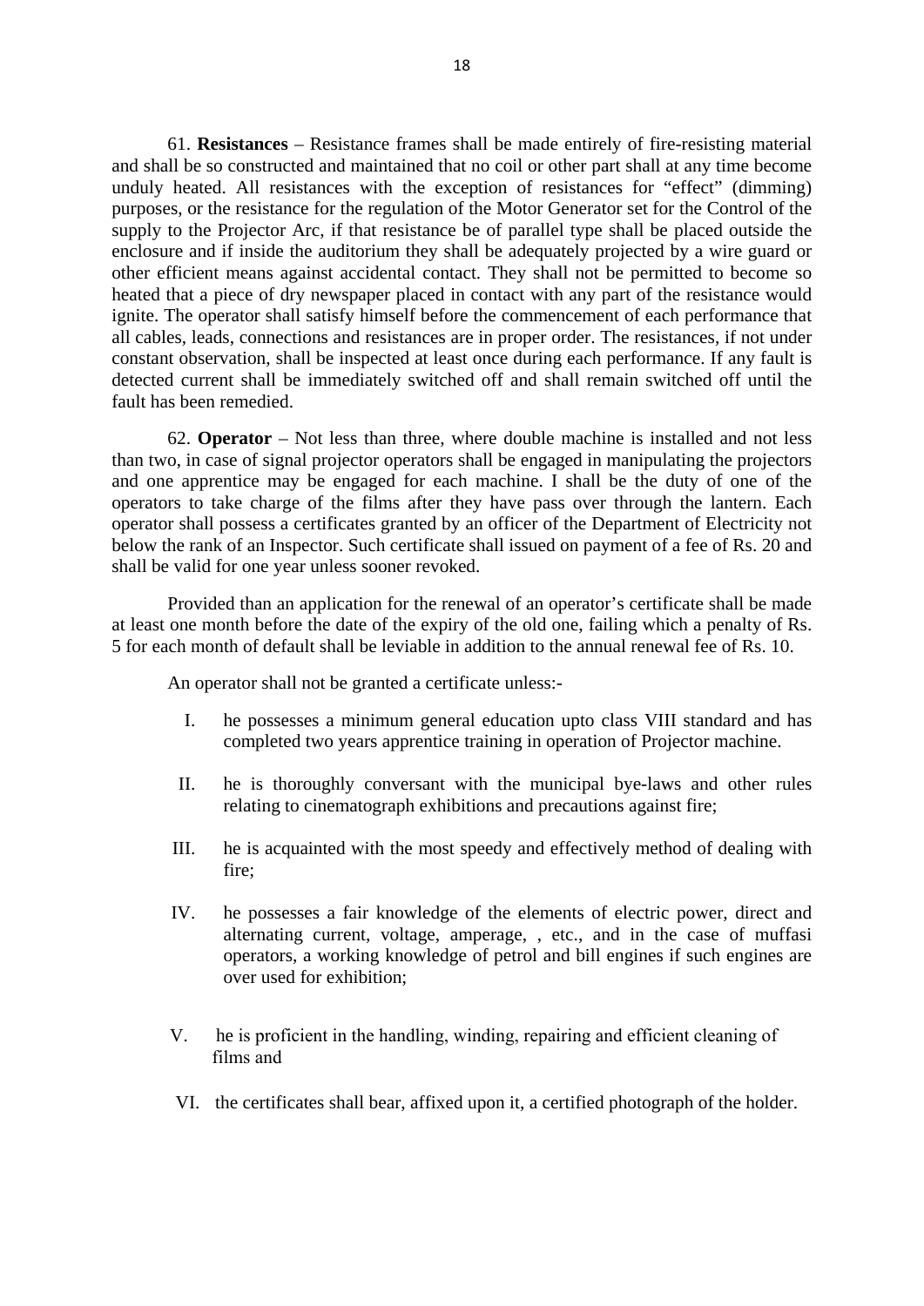61. **Resistances** – Resistance frames shall be made entirely of fire-resisting material and shall be so constructed and maintained that no coil or other part shall at any time become unduly heated. All resistances with the exception of resistances for "effect" (dimming) purposes, or the resistance for the regulation of the Motor Generator set for the Control of the supply to the Projector Arc, if that resistance be of parallel type shall be placed outside the enclosure and if inside the auditorium they shall be adequately projected by a wire guard or other efficient means against accidental contact. They shall not be permitted to become so heated that a piece of dry newspaper placed in contact with any part of the resistance would ignite. The operator shall satisfy himself before the commencement of each performance that all cables, leads, connections and resistances are in proper order. The resistances, if not under constant observation, shall be inspected at least once during each performance. If any fault is detected current shall be immediately switched off and shall remain switched off until the fault has been remedied.

62. **Operator** – Not less than three, where double machine is installed and not less than two, in case of signal projector operators shall be engaged in manipulating the projectors and one apprentice may be engaged for each machine. I shall be the duty of one of the operators to take charge of the films after they have pass over through the lantern. Each operator shall possess a certificates granted by an officer of the Department of Electricity not below the rank of an Inspector. Such certificate shall issued on payment of a fee of Rs. 20 and shall be valid for one year unless sooner revoked.

Provided than an application for the renewal of an operator's certificate shall be made at least one month before the date of the expiry of the old one, failing which a penalty of Rs. 5 for each month of default shall be leviable in addition to the annual renewal fee of Rs. 10.

An operator shall not be granted a certificate unless:-

I. he possesses a minimum general education upto class VIII standard and has completed two years apprentice training in operation of Projector machine.

II. he is thoroughly conversant with the municipal bye-laws and other rules relating to cinematograph exhibitions and precautions against fire;

III. he is acquainted with the most speedy and effectively method of dealing with fire;

IV. he possesses a fair knowledge of the elements of electric power, direct and alternating current, voltage, amperage, , etc., and in the case of muffasi operators, a working knowledge of petrol and bill engines if such engines are over used for exhibition;

V. he is proficient in the handling, winding, repairing and efficient cleaning of films and

VI. the certificates shall bear, affixed upon it, a certified photograph of the holder.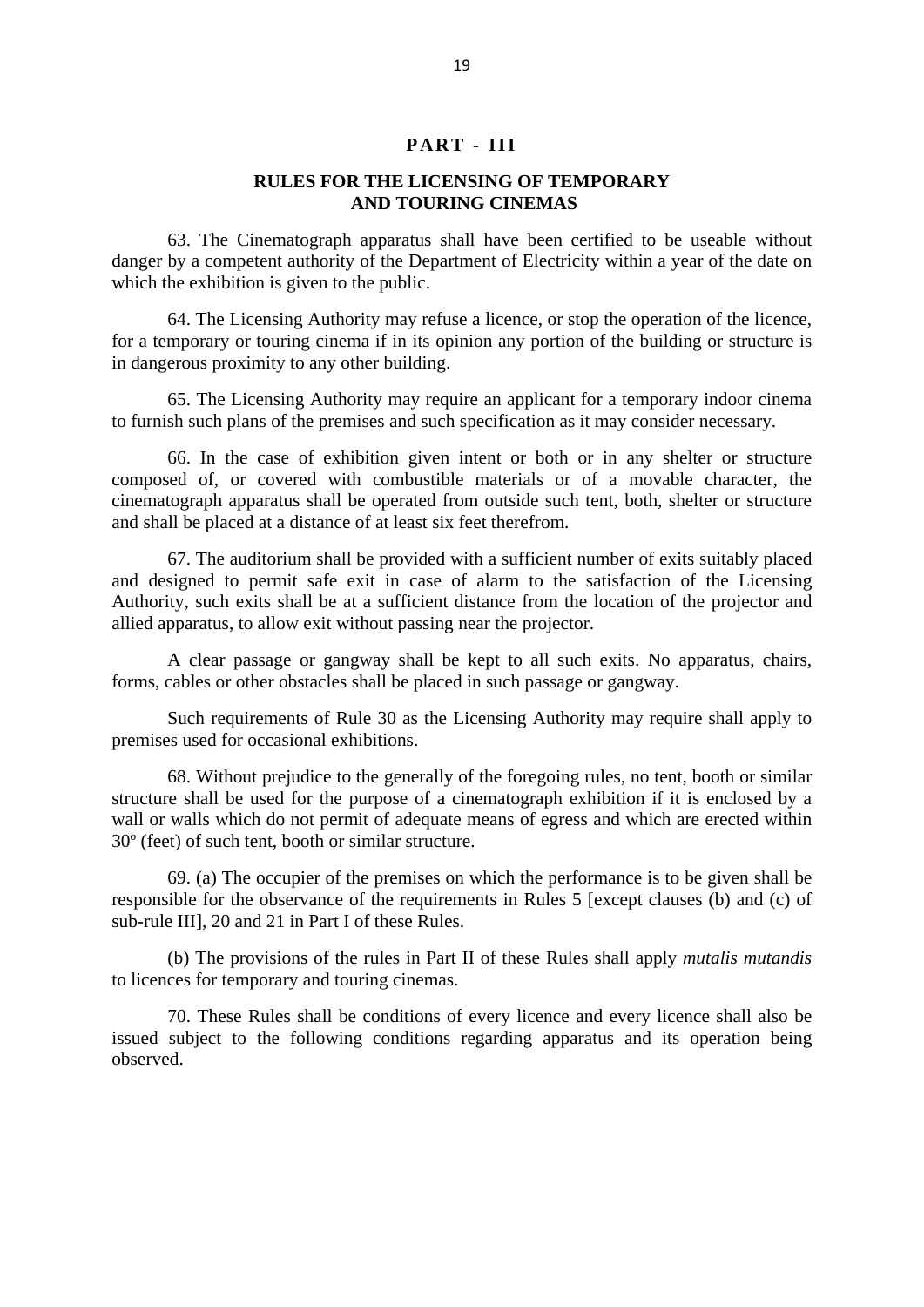## PART - III

### RULES FOR THE LICENSING OF TEMPORARY AND TOURING CINEMAS

63. The Cinematograph apparatus shall have been certified to be useable without danger by a competent authority of the Department of Electricity within a year of the date on which the exhibition is given to the public.

64. The Licensing Authority may refuse a licence, or stop the operation of the licence, for a temporary or touring cinema if in its opinion any portion of the building or structure is in dangerous proximity to any other building.

65. The Licensing Authority may require an applicant for a temporary indoor cinema to furnish such plans of the premises and such specification as it may consider necessary.

66. In the case of exhibition given intent or both or in any shelter or structure composed of, or covered with combustible materials or of a movable character, the cinematograph apparatus shall be operated from outside such tent, both, shelter or structure and shall be placed at a distance of at least six feet therefrom.

67. The auditorium shall be provided with a sufficient number of exits suitably placed and designed to permit safe exit in case of alarm to the satisfaction of the Licensing Authority, such exits shall be at a sufficient distance from the location of the projector and allied apparatus, to allow exit without passing near the projector.

A clear passage or gangway shall be kept to all such exits. No apparatus, chairs, forms, cables or other obstacles shall be placed in such passage or gangway.

Such requirements of Rule 30 as the Licensing Authority may require shall apply to premises used for occasional exhibitions.

68. Without prejudice to the generally of the foregoing rules, no tent, booth or similar structure shall be used for the purpose of a cinematograph exhibition if it is enclosed by a wall or walls which do not permit of adequate means of egress and which are erected within 30º (feet) of such tent, booth or similar structure.

69. (a) The occupier of the premises on which the performance is to be given shall be responsible for the observance of the requirements in Rules 5 [except clauses (b) and (c) of sub-rule III], 20 and 21 in Part I of these Rules.

(b) The provisions of the rules in Part II of these Rules shall apply *mutalis mutandis* to licences for temporary and touring cinemas.

70. These Rules shall be conditions of every licence and every licence shall also be issued subject to the following conditions regarding apparatus and its operation being observed.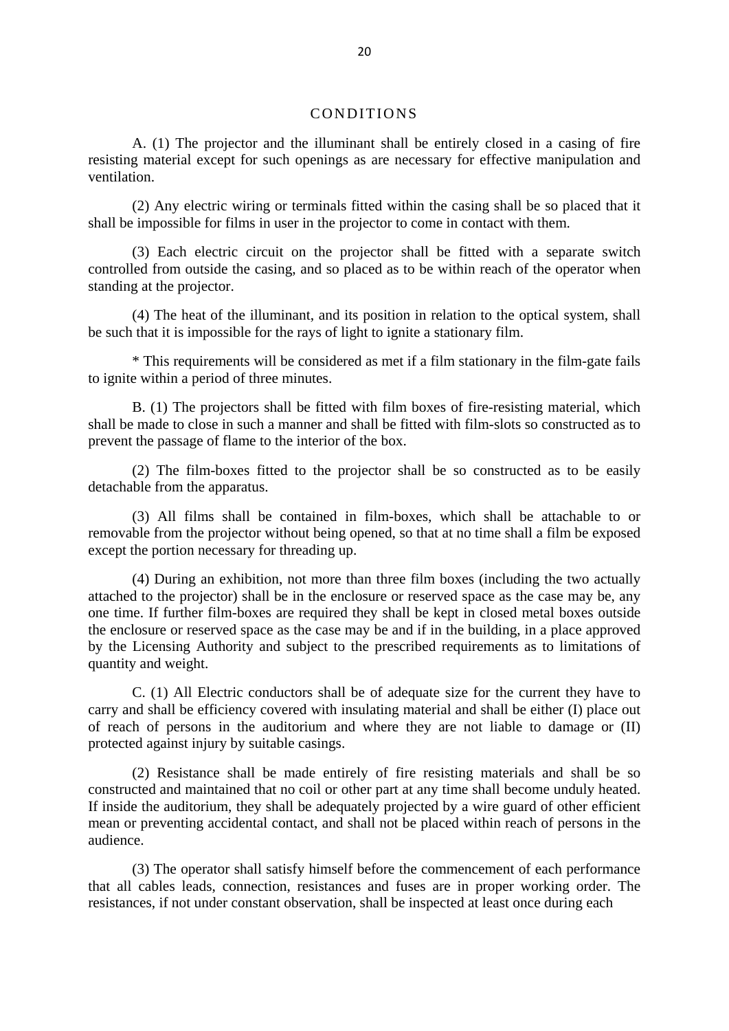# CONDITIONS

A. (1) The projector and the illuminant shall be entirely closed in a casing of fire resisting material except for such openings as are necessary for effective manipulation and ventilation.

(2) Any electric wiring or terminals fitted within the casing shall be so placed that it shall be impossible for films in user in the projector to come in contact with them.

(3) Each electric circuit on the projector shall be fitted with a separate switch controlled from outside the casing, and so placed as to be within reach of the operator when standing at the projector.

(4) The heat of the illuminant, and its position in relation to the optical system, shall be such that it is impossible for the rays of light to ignite a stationary film.

* This requirements will be considered as met if a film stationary in the film-gate fails to ignite within a period of three minutes.

B. (1) The projectors shall be fitted with film boxes of fire-resisting material, which shall be made to close in such a manner and shall be fitted with film-slots so constructed as to prevent the passage of flame to the interior of the box.

(2) The film-boxes fitted to the projector shall be so constructed as to be easily detachable from the apparatus.

(3) All films shall be contained in film-boxes, which shall be attachable to or removable from the projector without being opened, so that at no time shall a film be exposed except the portion necessary for threading up.

(4) During an exhibition, not more than three film boxes (including the two actually attached to the projector) shall be in the enclosure or reserved space as the case may be, any one time. If further film-boxes are required they shall be kept in closed metal boxes outside the enclosure or reserved space as the case may be and if in the building, in a place approved by the Licensing Authority and subject to the prescribed requirements as to limitations of quantity and weight.

C. (1) All Electric conductors shall be of adequate size for the current they have to carry and shall be efficiency covered with insulating material and shall be either (I) place out of reach of persons in the auditorium and where they are not liable to damage or (II) protected against injury by suitable casings.

(2) Resistance shall be made entirely of fire resisting materials and shall be so constructed and maintained that no coil or other part at any time shall become unduly heated. If inside the auditorium, they shall be adequately projected by a wire guard of other efficient mean or preventing accidental contact, and shall not be placed within reach of persons in the audience.

(3) The operator shall satisfy himself before the commencement of each performance that all cables leads, connection, resistances and fuses are in proper working order. The resistances, if not under constant observation, shall be inspected at least once during each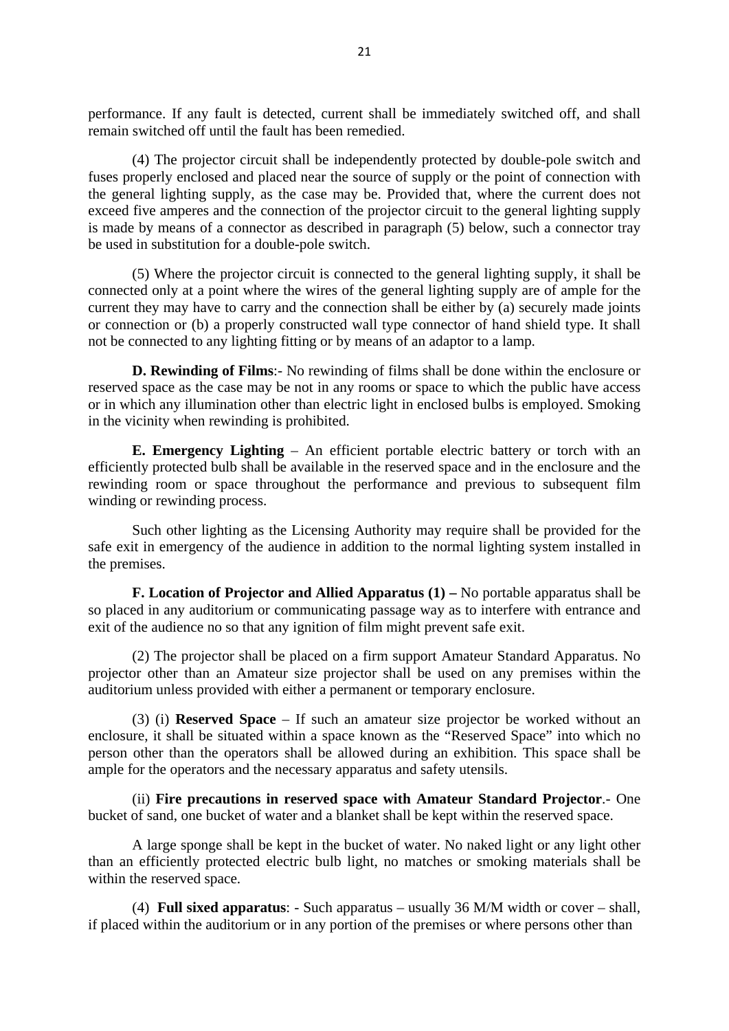performance. If any fault is detected, current shall be immediately switched off, and shall remain switched off until the fault has been remedied.

(4) The projector circuit shall be independently protected by double-pole switch and fuses properly enclosed and placed near the source of supply or the point of connection with the general lighting supply, as the case may be. Provided that, where the current does not exceed five amperes and the connection of the projector circuit to the general lighting supply is made by means of a connector as described in paragraph (5) below, such a connector tray be used in substitution for a double-pole switch.

(5) Where the projector circuit is connected to the general lighting supply, it shall be connected only at a point where the wires of the general lighting supply are of ample for the current they may have to carry and the connection shall be either by (a) securely made joints or connection or (b) a properly constructed wall type connector of hand shield type. It shall not be connected to any lighting fitting or by means of an adaptor to a lamp.

**D. Rewinding of Films**:- No rewinding of films shall be done within the enclosure or reserved space as the case may be not in any rooms or space to which the public have access or in which any illumination other than electric light in enclosed bulbs is employed. Smoking in the vicinity when rewinding is prohibited.

**E. Emergency Lighting** – An efficient portable electric battery or torch with an efficiently protected bulb shall be available in the reserved space and in the enclosure and the rewinding room or space throughout the performance and previous to subsequent film winding or rewinding process.

Such other lighting as the Licensing Authority may require shall be provided for the safe exit in emergency of the audience in addition to the normal lighting system installed in the premises.

**F. Location of Projector and Allied Apparatus (1) –** No portable apparatus shall be so placed in any auditorium or communicating passage way as to interfere with entrance and exit of the audience no so that any ignition of film might prevent safe exit.

(2) The projector shall be placed on a firm support Amateur Standard Apparatus. No projector other than an Amateur size projector shall be used on any premises within the auditorium unless provided with either a permanent or temporary enclosure.

(3) (i) **Reserved Space** – If such an amateur size projector be worked without an enclosure, it shall be situated within a space known as the “Reserved Space” into which no person other than the operators shall be allowed during an exhibition. This space shall be ample for the operators and the necessary apparatus and safety utensils.

(ii) **Fire precautions in reserved space with Amateur Standard Projector**.- One bucket of sand, one bucket of water and a blanket shall be kept within the reserved space.

A large sponge shall be kept in the bucket of water. No naked light or any light other than an efficiently protected electric bulb light, no matches or smoking materials shall be within the reserved space.

(4) **Full sixed apparatus**: - Such apparatus – usually 36 M/M width or cover – shall, if placed within the auditorium or in any portion of the premises or where persons other than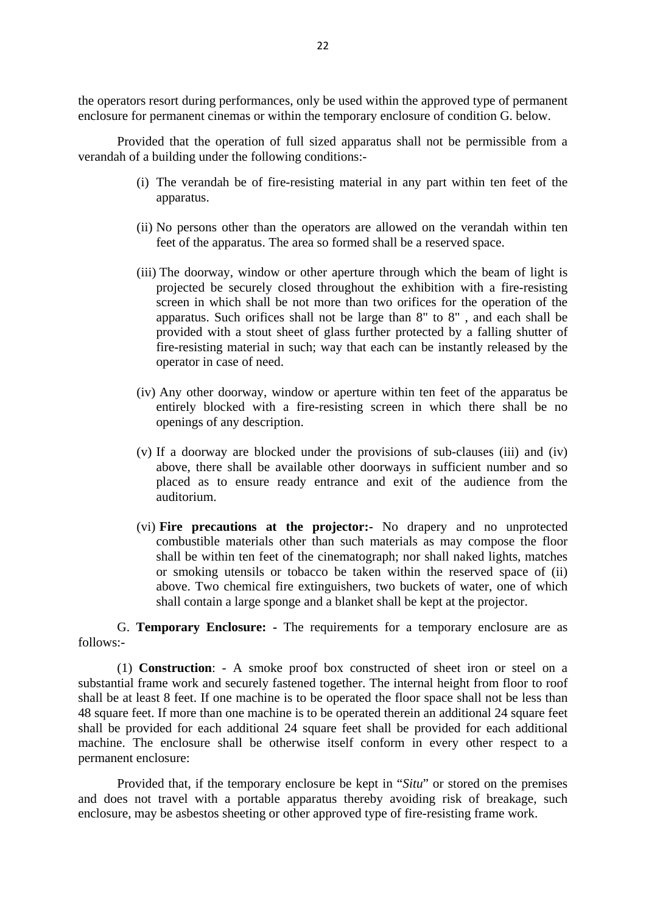the operators resort during performances, only be used within the approved type of permanent enclosure for permanent cinemas or within the temporary enclosure of condition G. below.

Provided that the operation of full sized apparatus shall not be permissible from a verandah of a building under the following conditions:-

(i) The verandah be of fire-resisting material in any part within ten feet of the apparatus.

(ii) No persons other than the operators are allowed on the verandah within ten feet of the apparatus. The area so formed shall be a reserved space.

(iii) The doorway, window or other aperture through which the beam of light is projected be securely closed throughout the exhibition with a fire-resisting screen in which shall be not more than two orifices for the operation of the apparatus. Such orifices shall not be large than 8" to 8" , and each shall be provided with a stout sheet of glass further protected by a falling shutter of fire-resisting material in such; way that each can be instantly released by the operator in case of need.

(iv) Any other doorway, window or aperture within ten feet of the apparatus be entirely blocked with a fire-resisting screen in which there shall be no openings of any description.

(v) If a doorway are blocked under the provisions of sub-clauses (iii) and (iv) above, there shall be available other doorways in sufficient number and so placed as to ensure ready entrance and exit of the audience from the auditorium.

(vi) **Fire precautions at the projector:-** No drapery and no unprotected combustible materials other than such materials as may compose the floor shall be within ten feet of the cinematograph; nor shall naked lights, matches or smoking utensils or tobacco be taken within the reserved space of (ii) above. Two chemical fire extinguishers, two buckets of water, one of which shall contain a large sponge and a blanket shall be kept at the projector.

G. **Temporary Enclosure: -** The requirements for a temporary enclosure are as follows:-

(1) **Construction**: - A smoke proof box constructed of sheet iron or steel on a substantial frame work and securely fastened together. The internal height from floor to roof shall be at least 8 feet. If one machine is to be operated the floor space shall not be less than 48 square feet. If more than one machine is to be operated therein an additional 24 square feet shall be provided for each additional 24 square feet shall be provided for each additional machine. The enclosure shall be otherwise itself conform in every other respect to a permanent enclosure:

Provided that, if the temporary enclosure be kept in "*Situ*" or stored on the premises and does not travel with a portable apparatus thereby avoiding risk of breakage, such enclosure, may be asbestos sheeting or other approved type of fire-resisting frame work.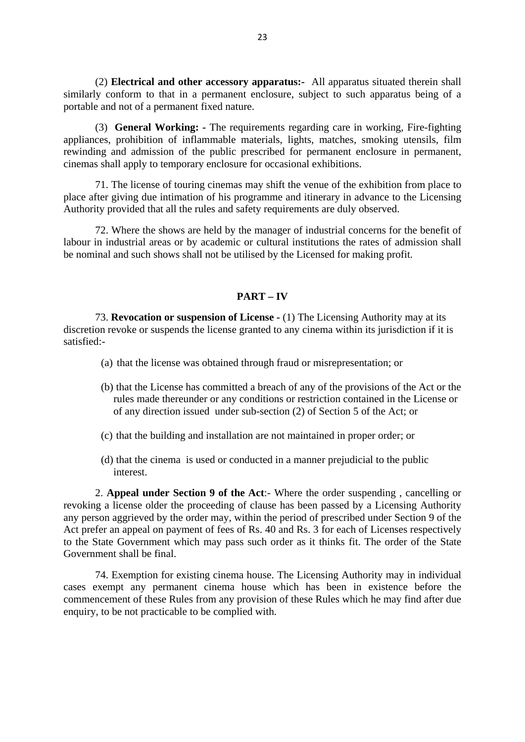(2) **Electrical and other accessory apparatus:-** All apparatus situated therein shall similarly conform to that in a permanent enclosure, subject to such apparatus being of a portable and not of a permanent fixed nature.

(3) **General Working: -** The requirements regarding care in working, Fire-fighting appliances, prohibition of inflammable materials, lights, matches, smoking utensils, film rewinding and admission of the public prescribed for permanent enclosure in permanent, cinemas shall apply to temporary enclosure for occasional exhibitions.

71. The license of touring cinemas may shift the venue of the exhibition from place to place after giving due intimation of his programme and itinerary in advance to the Licensing Authority provided that all the rules and safety requirements are duly observed.

72. Where the shows are held by the manager of industrial concerns for the benefit of labour in industrial areas or by academic or cultural institutions the rates of admission shall be nominal and such shows shall not be utilised by the Licensed for making profit.

## PART – IV

73. **Revocation or suspension of License** - (1) The Licensing Authority may at its discretion revoke or suspends the license granted to any cinema within its jurisdiction if it is satisfied:-

(a) that the license was obtained through fraud or misrepresentation; or

(b) that the License has committed a breach of any of the provisions of the Act or the rules made thereunder or any conditions or restriction contained in the License or of any direction issued under sub-section (2) of Section 5 of the Act; or

(c) that the building and installation are not maintained in proper order; or

(d) that the cinema is used or conducted in a manner prejudicial to the public interest.

2. **Appeal under Section 9 of the Act**:- Where the order suspending , cancelling or revoking a license older the proceeding of clause has been passed by a Licensing Authority any person aggrieved by the order may, within the period of prescribed under Section 9 of the Act prefer an appeal on payment of fees of Rs. 40 and Rs. 3 for each of Licenses respectively to the State Government which may pass such order as it thinks fit. The order of the State Government shall be final.

74. Exemption for existing cinema house. The Licensing Authority may in individual cases exempt any permanent cinema house which has been in existence before the commencement of these Rules from any provision of these Rules which he may find after due enquiry, to be not practicable to be complied with.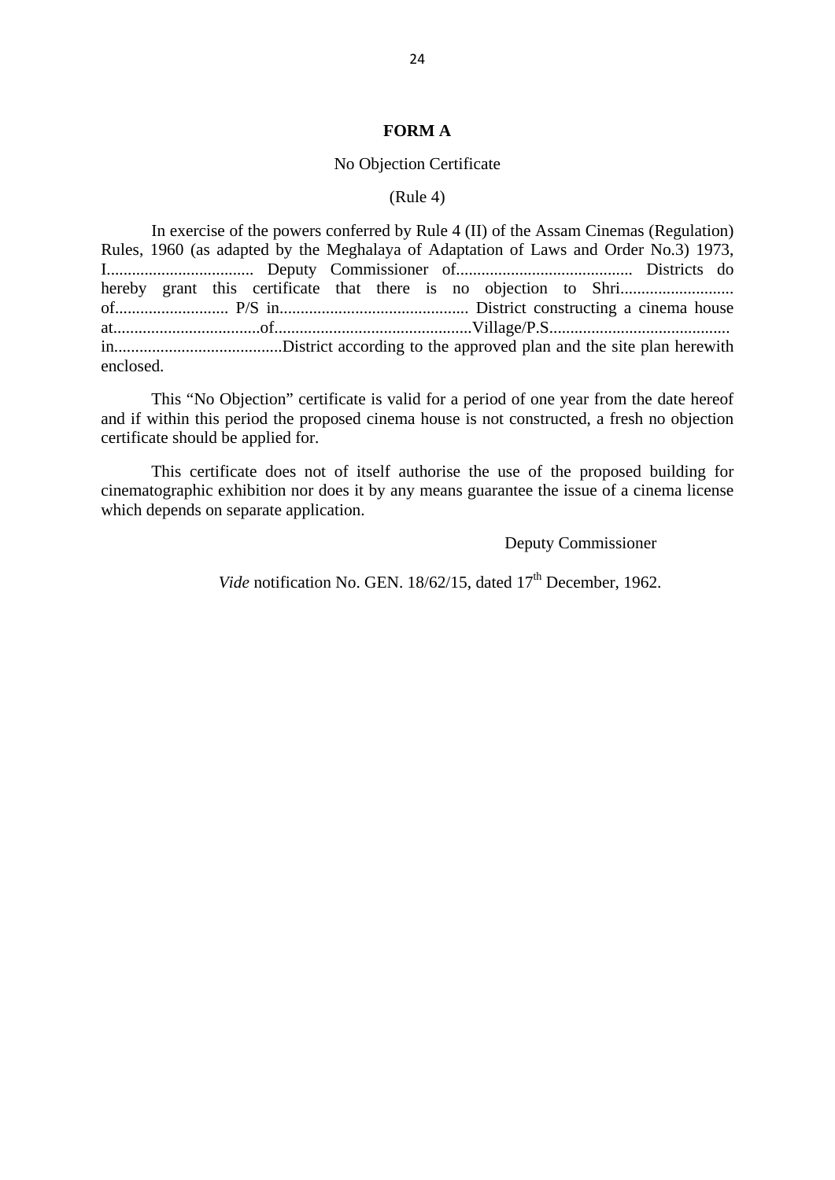**FORM A**

No Objection Certificate

(Rule 4)

In exercise of the powers conferred by Rule 4 (II) of the Assam Cinemas (Regulation) Rules, 1960 (as adapted by the Meghalaya of Adaptation of Laws and Order No.3) 1973, I.................................. Deputy Commissioner of......................................... Districts do hereby grant this certificate that there is no objection to Shri.......................... of.......................... P/S in............................................ District constructing a cinema house at...................................of..............................................Village/P.S.......................................... in........................................District according to the approved plan and the site plan herewith enclosed.

This "No Objection" certificate is valid for a period of one year from the date hereof and if within this period the proposed cinema house is not constructed, a fresh no objection certificate should be applied for.

This certificate does not of itself authorise the use of the proposed building for cinematographic exhibition nor does it by any means guarantee the issue of a cinema license which depends on separate application.

Deputy Commissioner

*Vide* notification No. GEN. 18/62/15, dated 17th December, 1962.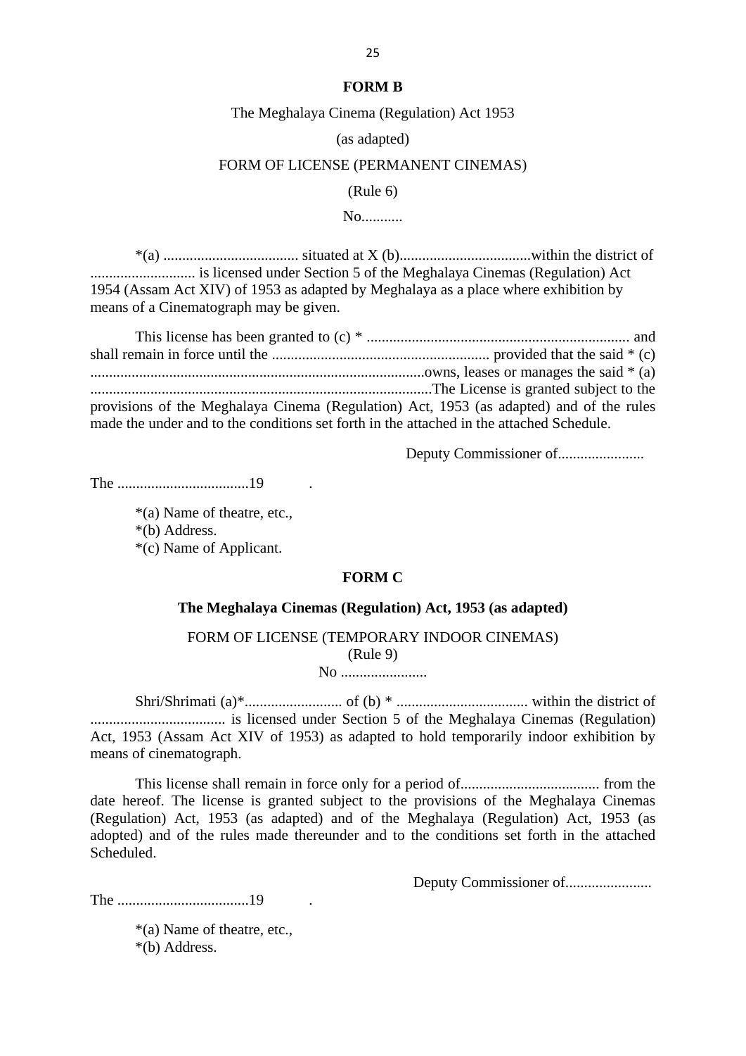## FORM B

The Meghalaya Cinema (Regulation) Act 1953

(as adapted)

FORM OF LICENSE (PERMANENT CINEMAS)

(Rule 6)

No...........

*(a) .................................... situated at X (b)...................................within the district of ............................ is licensed under Section 5 of the Meghalaya Cinemas (Regulation) Act 1954 (Assam Act XIV) of 1953 as adapted by Meghalaya as a place where exhibition by means of a Cinematograph may be given.

This license has been granted to (c) * ...................................................................... and shall remain in force until the .......................................................... provided that the said * (c) .........................................................................................owns, leases or manages the said * (a) ..........................................................................................The License is granted subject to the provisions of the Meghalaya Cinema (Regulation) Act, 1953 (as adapted) and of the rules made the under and to the conditions set forth in the attached in the attached Schedule.

Deputy Commissioner of.......................

The ...................................19 .

*(a) Name of theatre, etc.,
*(b) Address.
*(c) Name of Applicant.

## FORM C

**The Meghalaya Cinemas (Regulation) Act, 1953 (as adapted)**

FORM OF LICENSE (TEMPORARY INDOOR CINEMAS)
(Rule 9)
No .......................

Shri/Shrimati (a)*.......................... of (b) * ................................... within the district of .................................... is licensed under Section 5 of the Meghalaya Cinemas (Regulation) Act, 1953 (Assam Act XIV of 1953) as adapted to hold temporarily indoor exhibition by means of cinematograph.

This license shall remain in force only for a period of..................................... from the date hereof. The license is granted subject to the provisions of the Meghalaya Cinemas (Regulation) Act, 1953 (as adapted) and of the Meghalaya (Regulation) Act, 1953 (as adopted) and of the rules made thereunder and to the conditions set forth in the attached Scheduled.

Deputy Commissioner of.......................

The ...................................19 .

*(a) Name of theatre, etc.,
*(b) Address.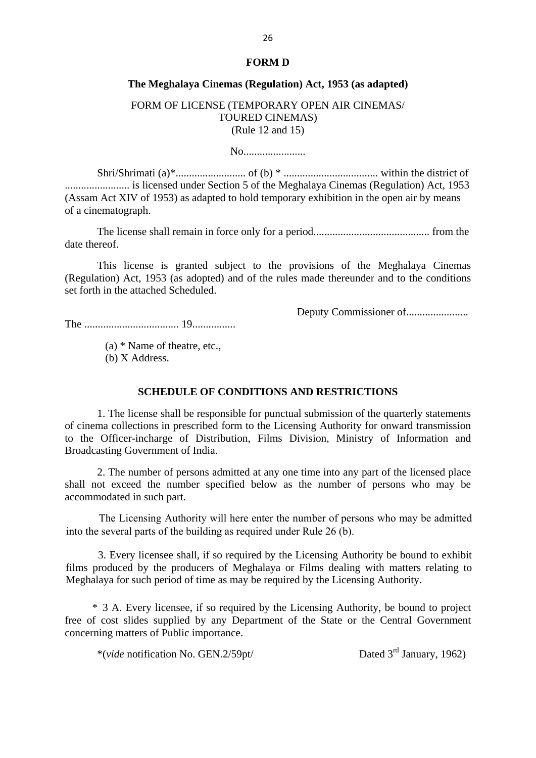**FORM D**

**The Meghalaya Cinemas (Regulation) Act, 1953 (as adapted)**

FORM OF LICENSE (TEMPORARY OPEN AIR CINEMAS/ TOURED CINEMAS)
(Rule 12 and 15)

No.......................

Shri/Shrimati (a)*.......................... of (b) * .................................. within the district of ........................ is licensed under Section 5 of the Meghalaya Cinemas (Regulation) Act, 1953 (Assam Act XIV of 1953) as adapted to hold temporary exhibition in the open air by means of a cinematograph.

The license shall remain in force only for a period.......................................... from the date thereof.

This license is granted subject to the provisions of the Meghalaya Cinemas (Regulation) Act, 1953 (as adopted) and of the rules made thereunder and to the conditions set forth in the attached Scheduled.

Deputy Commissioner of.......................

The ................................... 19................

(a) * Name of theatre, etc.,
(b) X Address.

**SCHEDULE OF CONDITIONS AND RESTRICTIONS**

1. The license shall be responsible for punctual submission of the quarterly statements of cinema collections in prescribed form to the Licensing Authority for onward transmission to the Officer-incharge of Distribution, Films Division, Ministry of Information and Broadcasting Government of India.

2. The number of persons admitted at any one time into any part of the licensed place shall not exceed the number specified below as the number of persons who may be accommodated in such part.

The Licensing Authority will here enter the number of persons who may be admitted into the several parts of the building as required under Rule 26 (b).

3. Every licensee shall, if so required by the Licensing Authority be bound to exhibit films produced by the producers of Meghalaya or Films dealing with matters relating to Meghalaya for such period of time as may be required by the Licensing Authority.

\* 3 A. Every licensee, if so required by the Licensing Authority, be bound to project free of cost slides supplied by any Department of the State or the Central Government concerning matters of Public importance.

*(*vide* notification No. GEN.2/59pt/ Dated 3rd January, 1962)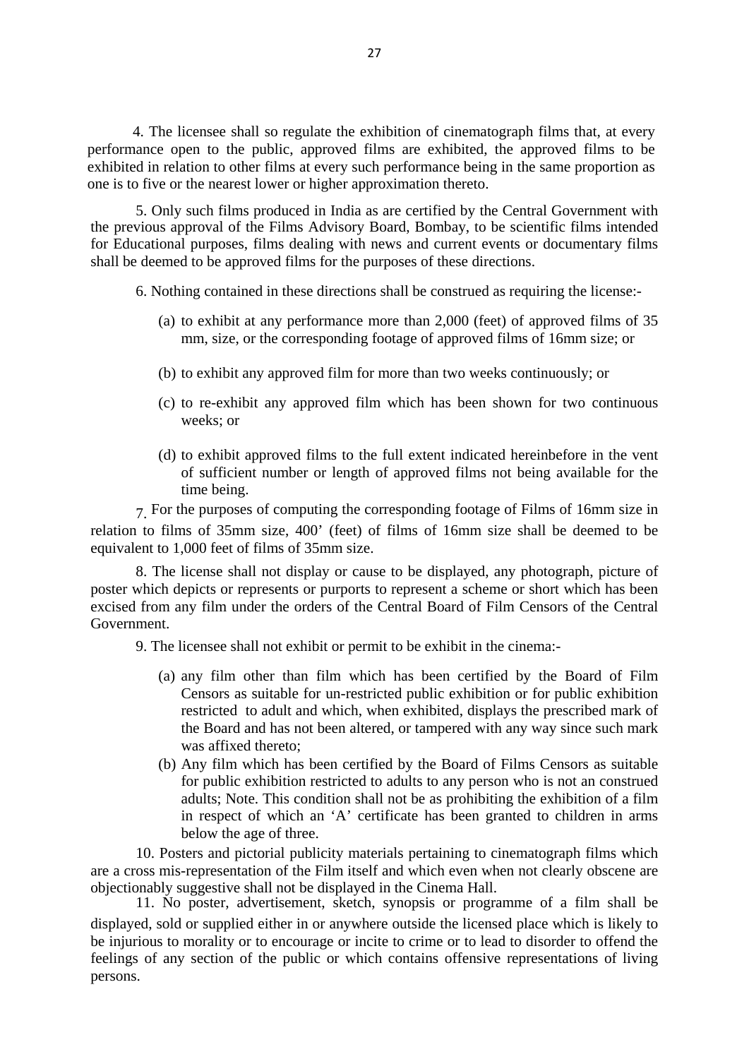4. The licensee shall so regulate the exhibition of cinematograph films that, at every performance open to the public, approved films are exhibited, the approved films to be exhibited in relation to other films at every such performance being in the same proportion as one is to five or the nearest lower or higher approximation thereto.

5. Only such films produced in India as are certified by the Central Government with the previous approval of the Films Advisory Board, Bombay, to be scientific films intended for Educational purposes, films dealing with news and current events or documentary films shall be deemed to be approved films for the purposes of these directions.

6. Nothing contained in these directions shall be construed as requiring the license:-

(a) to exhibit at any performance more than 2,000 (feet) of approved films of 35 mm, size, or the corresponding footage of approved films of 16mm size; or

(b) to exhibit any approved film for more than two weeks continuously; or

(c) to re-exhibit any approved film which has been shown for two continuous weeks; or

(d) to exhibit approved films to the full extent indicated hereinbefore in the vent of sufficient number or length of approved films not being available for the time being.

7. For the purposes of computing the corresponding footage of Films of 16mm size in relation to films of 35mm size, 400' (feet) of films of 16mm size shall be deemed to be equivalent to 1,000 feet of films of 35mm size.

8. The license shall not display or cause to be displayed, any photograph, picture of poster which depicts or represents or purports to represent a scheme or short which has been excised from any film under the orders of the Central Board of Film Censors of the Central Government.

9. The licensee shall not exhibit or permit to be exhibit in the cinema:-

(a) any film other than film which has been certified by the Board of Film Censors as suitable for un-restricted public exhibition or for public exhibition restricted to adult and which, when exhibited, displays the prescribed mark of the Board and has not been altered, or tampered with any way since such mark was affixed thereto;

(b) Any film which has been certified by the Board of Films Censors as suitable for public exhibition restricted to adults to any person who is not an construed adults; Note. This condition shall not be as prohibiting the exhibition of a film in respect of which an 'A' certificate has been granted to children in arms below the age of three.

10. Posters and pictorial publicity materials pertaining to cinematograph films which are a cross mis-representation of the Film itself and which even when not clearly obscene are objectionably suggestive shall not be displayed in the Cinema Hall.

11. No poster, advertisement, sketch, synopsis or programme of a film shall be displayed, sold or supplied either in or anywhere outside the licensed place which is likely to be injurious to morality or to encourage or incite to crime or to lead to disorder to offend the feelings of any section of the public or which contains offensive representations of living persons.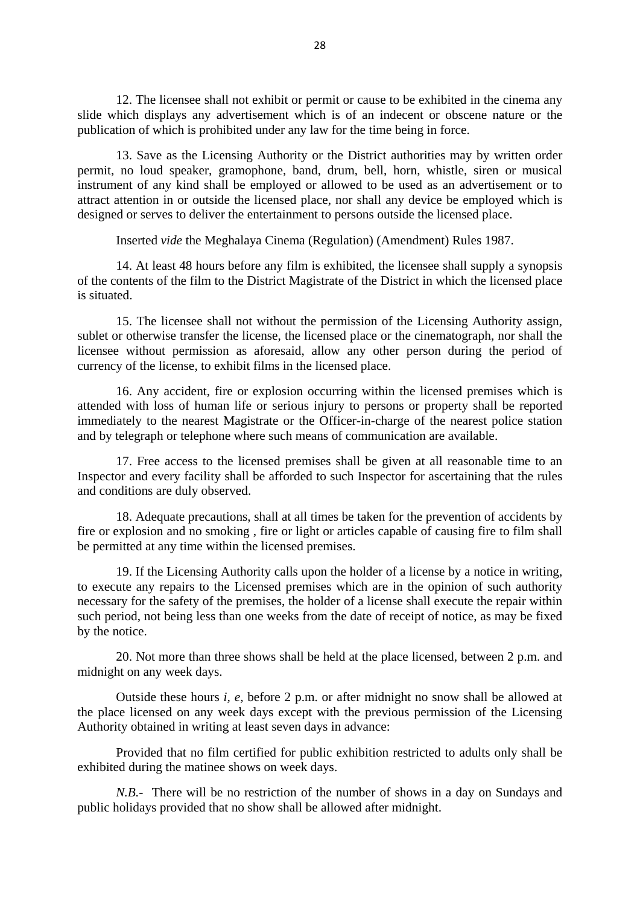12. The licensee shall not exhibit or permit or cause to be exhibited in the cinema any slide which displays any advertisement which is of an indecent or obscene nature or the publication of which is prohibited under any law for the time being in force.

13. Save as the Licensing Authority or the District authorities may by written order permit, no loud speaker, gramophone, band, drum, bell, horn, whistle, siren or musical instrument of any kind shall be employed or allowed to be used as an advertisement or to attract attention in or outside the licensed place, nor shall any device be employed which is designed or serves to deliver the entertainment to persons outside the licensed place.

Inserted *vide* the Meghalaya Cinema (Regulation) (Amendment) Rules 1987.

14. At least 48 hours before any film is exhibited, the licensee shall supply a synopsis of the contents of the film to the District Magistrate of the District in which the licensed place is situated.

15. The licensee shall not without the permission of the Licensing Authority assign, sublet or otherwise transfer the license, the licensed place or the cinematograph, nor shall the licensee without permission as aforesaid, allow any other person during the period of currency of the license, to exhibit films in the licensed place.

16. Any accident, fire or explosion occurring within the licensed premises which is attended with loss of human life or serious injury to persons or property shall be reported immediately to the nearest Magistrate or the Officer-in-charge of the nearest police station and by telegraph or telephone where such means of communication are available.

17. Free access to the licensed premises shall be given at all reasonable time to an Inspector and every facility shall be afforded to such Inspector for ascertaining that the rules and conditions are duly observed.

18. Adequate precautions, shall at all times be taken for the prevention of accidents by fire or explosion and no smoking , fire or light or articles capable of causing fire to film shall be permitted at any time within the licensed premises.

19. If the Licensing Authority calls upon the holder of a license by a notice in writing, to execute any repairs to the Licensed premises which are in the opinion of such authority necessary for the safety of the premises, the holder of a license shall execute the repair within such period, not being less than one weeks from the date of receipt of notice, as may be fixed by the notice.

20. Not more than three shows shall be held at the place licensed, between 2 p.m. and midnight on any week days.

Outside these hours *i, e,* before 2 p.m. or after midnight no snow shall be allowed at the place licensed on any week days except with the previous permission of the Licensing Authority obtained in writing at least seven days in advance:

Provided that no film certified for public exhibition restricted to adults only shall be exhibited during the matinee shows on week days.

*N.B.*- There will be no restriction of the number of shows in a day on Sundays and public holidays provided that no show shall be allowed after midnight.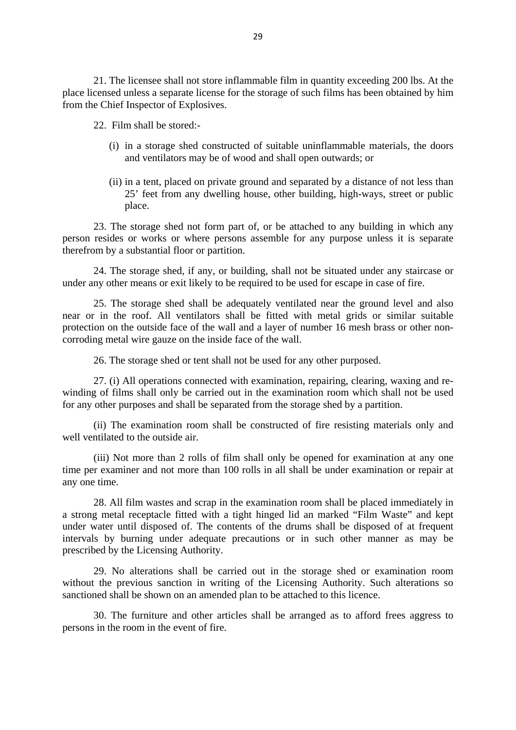21. The licensee shall not store inflammable film in quantity exceeding 200 lbs. At the place licensed unless a separate license for the storage of such films has been obtained by him from the Chief Inspector of Explosives.

22. Film shall be stored:-

(i) in a storage shed constructed of suitable uninflammable materials, the doors and ventilators may be of wood and shall open outwards; or

(ii) in a tent, placed on private ground and separated by a distance of not less than 25' feet from any dwelling house, other building, high-ways, street or public place.

23. The storage shed not form part of, or be attached to any building in which any person resides or works or where persons assemble for any purpose unless it is separate therefrom by a substantial floor or partition.

24. The storage shed, if any, or building, shall not be situated under any staircase or under any other means or exit likely to be required to be used for escape in case of fire.

25. The storage shed shall be adequately ventilated near the ground level and also near or in the roof. All ventilators shall be fitted with metal grids or similar suitable protection on the outside face of the wall and a layer of number 16 mesh brass or other non-corroding metal wire gauze on the inside face of the wall.

26. The storage shed or tent shall not be used for any other purposed.

27. (i) All operations connected with examination, repairing, clearing, waxing and re-winding of films shall only be carried out in the examination room which shall not be used for any other purposes and shall be separated from the storage shed by a partition.

(ii) The examination room shall be constructed of fire resisting materials only and well ventilated to the outside air.

(iii) Not more than 2 rolls of film shall only be opened for examination at any one time per examiner and not more than 100 rolls in all shall be under examination or repair at any one time.

28. All film wastes and scrap in the examination room shall be placed immediately in a strong metal receptacle fitted with a tight hinged lid an marked "Film Waste" and kept under water until disposed of. The contents of the drums shall be disposed of at frequent intervals by burning under adequate precautions or in such other manner as may be prescribed by the Licensing Authority.

29. No alterations shall be carried out in the storage shed or examination room without the previous sanction in writing of the Licensing Authority. Such alterations so sanctioned shall be shown on an amended plan to be attached to this licence.

30. The furniture and other articles shall be arranged as to afford frees aggress to persons in the room in the event of fire.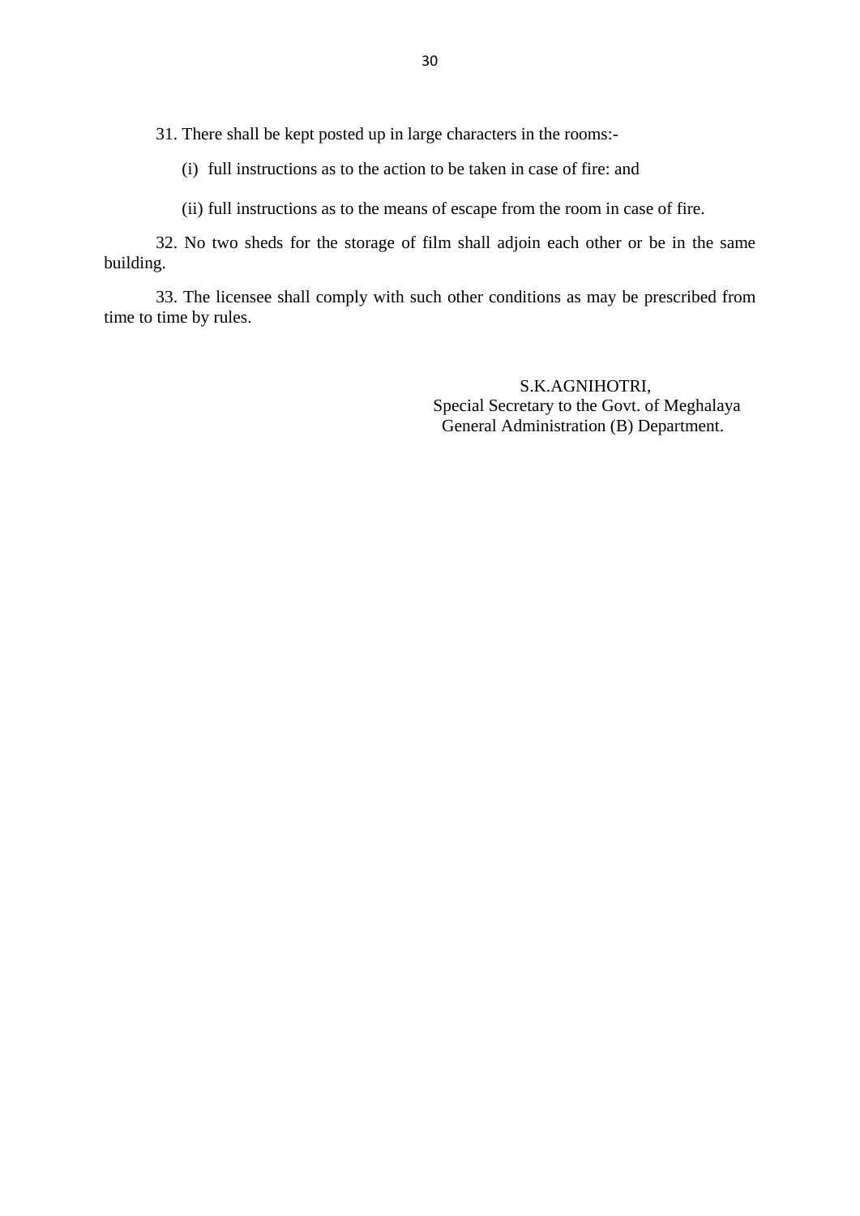31. There shall be kept posted up in large characters in the rooms:-

(i) full instructions as to the action to be taken in case of fire: and

(ii) full instructions as to the means of escape from the room in case of fire.

32. No two sheds for the storage of film shall adjoin each other or be in the same building.

33. The licensee shall comply with such other conditions as may be prescribed from time to time by rules.

S.K.AGNIHOTRI,
Special Secretary to the Govt. of Meghalaya
General Administration (B) Department.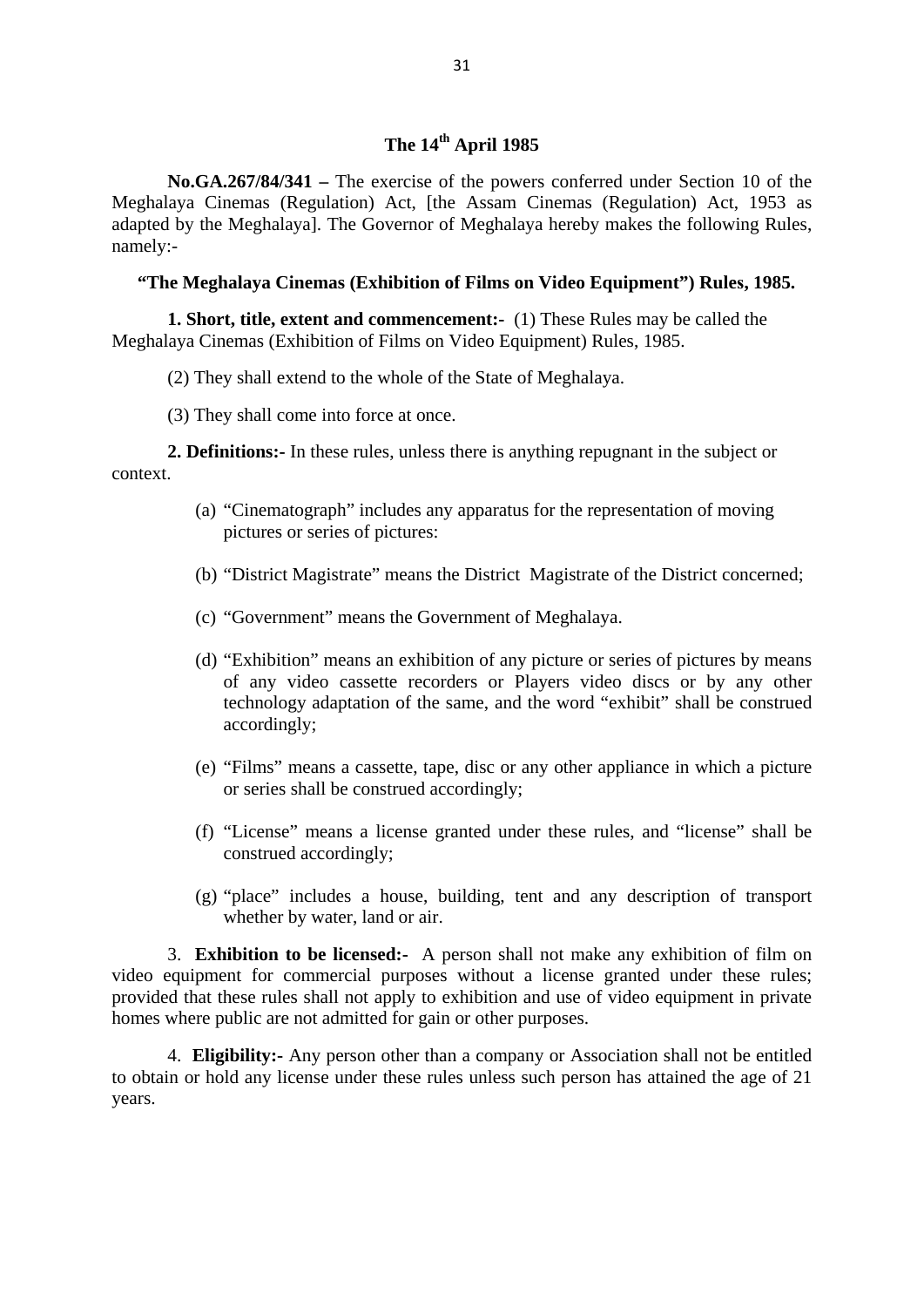**The 14th April 1985**

**No.GA.267/84/341 –** The exercise of the powers conferred under Section 10 of the Meghalaya Cinemas (Regulation) Act, [the Assam Cinemas (Regulation) Act, 1953 as adapted by the Meghalaya]. The Governor of Meghalaya hereby makes the following Rules, namely:-

**"The Meghalaya Cinemas (Exhibition of Films on Video Equipment") Rules, 1985.**

**1. Short, title, extent and commencement:-** (1) These Rules may be called the Meghalaya Cinemas (Exhibition of Films on Video Equipment) Rules, 1985.

(2) They shall extend to the whole of the State of Meghalaya.

(3) They shall come into force at once.

**2. Definitions:-** In these rules, unless there is anything repugnant in the subject or context.

(a) "Cinematograph" includes any apparatus for the representation of moving pictures or series of pictures:

(b) "District Magistrate" means the District Magistrate of the District concerned;

(c) "Government" means the Government of Meghalaya.

(d) "Exhibition" means an exhibition of any picture or series of pictures by means of any video cassette recorders or Players video discs or by any other technology adaptation of the same, and the word "exhibit" shall be construed accordingly;

(e) "Films" means a cassette, tape, disc or any other appliance in which a picture or series shall be construed accordingly;

(f) "License" means a license granted under these rules, and "license" shall be construed accordingly;

(g) "place" includes a house, building, tent and any description of transport whether by water, land or air.

3. **Exhibition to be licensed:-** A person shall not make any exhibition of film on video equipment for commercial purposes without a license granted under these rules; provided that these rules shall not apply to exhibition and use of video equipment in private homes where public are not admitted for gain or other purposes.

4. **Eligibility:-** Any person other than a company or Association shall not be entitled to obtain or hold any license under these rules unless such person has attained the age of 21 years.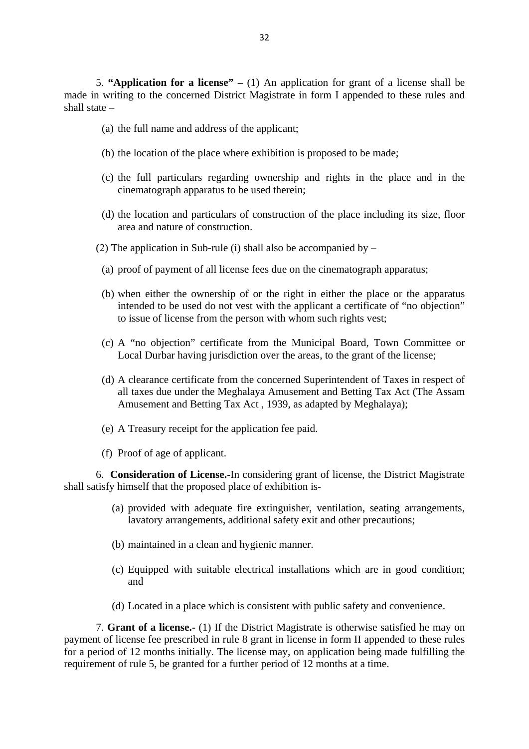5. **"Application for a license" –** (1) An application for grant of a license shall be made in writing to the concerned District Magistrate in form I appended to these rules and shall state –

(a) the full name and address of the applicant;

(b) the location of the place where exhibition is proposed to be made;

(c) the full particulars regarding ownership and rights in the place and in the cinematograph apparatus to be used therein;

(d) the location and particulars of construction of the place including its size, floor area and nature of construction.

(2) The application in Sub-rule (i) shall also be accompanied by –

(a) proof of payment of all license fees due on the cinematograph apparatus;

(b) when either the ownership of or the right in either the place or the apparatus intended to be used do not vest with the applicant a certificate of "no objection" to issue of license from the person with whom such rights vest;

(c) A "no objection" certificate from the Municipal Board, Town Committee or Local Durbar having jurisdiction over the areas, to the grant of the license;

(d) A clearance certificate from the concerned Superintendent of Taxes in respect of all taxes due under the Meghalaya Amusement and Betting Tax Act (The Assam Amusement and Betting Tax Act , 1939, as adapted by Meghalaya);

(e) A Treasury receipt for the application fee paid.

(f) Proof of age of applicant.

6. **Consideration of License.-**In considering grant of license, the District Magistrate shall satisfy himself that the proposed place of exhibition is-

(a) provided with adequate fire extinguisher, ventilation, seating arrangements, lavatory arrangements, additional safety exit and other precautions;

(b) maintained in a clean and hygienic manner.

(c) Equipped with suitable electrical installations which are in good condition; and

(d) Located in a place which is consistent with public safety and convenience.

7. **Grant of a license.-** (1) If the District Magistrate is otherwise satisfied he may on payment of license fee prescribed in rule 8 grant in license in form II appended to these rules for a period of 12 months initially. The license may, on application being made fulfilling the requirement of rule 5, be granted for a further period of 12 months at a time.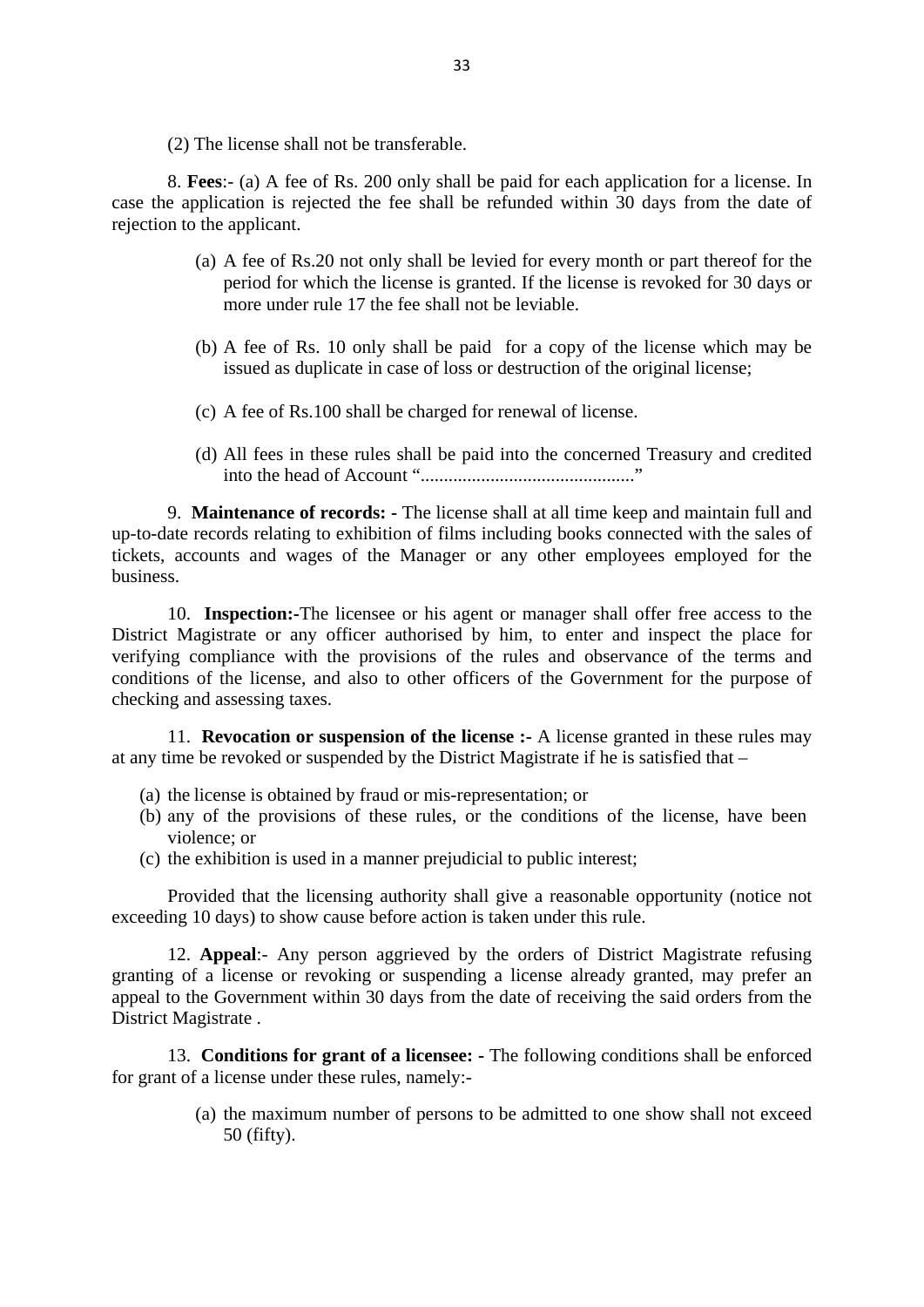(2) The license shall not be transferable.

8. **Fees**:- (a) A fee of Rs. 200 only shall be paid for each application for a license. In case the application is rejected the fee shall be refunded within 30 days from the date of rejection to the applicant.

(a) A fee of Rs.20 not only shall be levied for every month or part thereof for the period for which the license is granted. If the license is revoked for 30 days or more under rule 17 the fee shall not be leviable.

(b) A fee of Rs. 10 only shall be paid for a copy of the license which may be issued as duplicate in case of loss or destruction of the original license;

(c) A fee of Rs.100 shall be charged for renewal of license.

(d) All fees in these rules shall be paid into the concerned Treasury and credited into the head of Account "............................................."

9. **Maintenance of records: -** The license shall at all time keep and maintain full and up-to-date records relating to exhibition of films including books connected with the sales of tickets, accounts and wages of the Manager or any other employees employed for the business.

10. **Inspection:-**The licensee or his agent or manager shall offer free access to the District Magistrate or any officer authorised by him, to enter and inspect the place for verifying compliance with the provisions of the rules and observance of the terms and conditions of the license, and also to other officers of the Government for the purpose of checking and assessing taxes.

11. **Revocation or suspension of the license :-** A license granted in these rules may at any time be revoked or suspended by the District Magistrate if he is satisfied that –

(a) the license is obtained by fraud or mis-representation; or
(b) any of the provisions of these rules, or the conditions of the license, have been violence; or
(c) the exhibition is used in a manner prejudicial to public interest;

Provided that the licensing authority shall give a reasonable opportunity (notice not exceeding 10 days) to show cause before action is taken under this rule.

12. **Appeal**:- Any person aggrieved by the orders of District Magistrate refusing granting of a license or revoking or suspending a license already granted, may prefer an appeal to the Government within 30 days from the date of receiving the said orders from the District Magistrate .

13. **Conditions for grant of a licensee: -** The following conditions shall be enforced for grant of a license under these rules, namely:-

(a) the maximum number of persons to be admitted to one show shall not exceed 50 (fifty).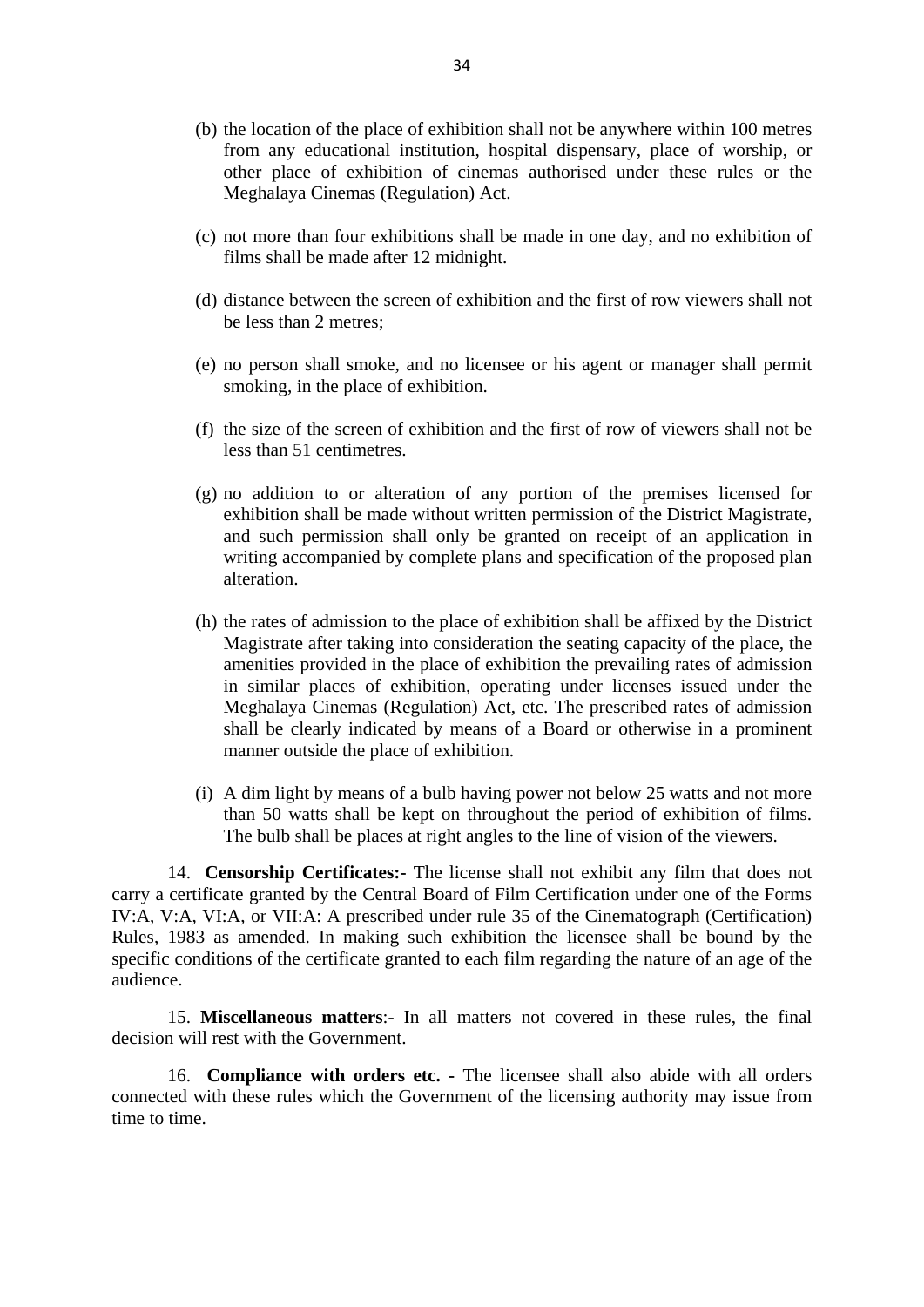(b) the location of the place of exhibition shall not be anywhere within 100 metres from any educational institution, hospital dispensary, place of worship, or other place of exhibition of cinemas authorised under these rules or the Meghalaya Cinemas (Regulation) Act.

(c) not more than four exhibitions shall be made in one day, and no exhibition of films shall be made after 12 midnight.

(d) distance between the screen of exhibition and the first of row viewers shall not be less than 2 metres;

(e) no person shall smoke, and no licensee or his agent or manager shall permit smoking, in the place of exhibition.

(f) the size of the screen of exhibition and the first of row of viewers shall not be less than 51 centimetres.

(g) no addition to or alteration of any portion of the premises licensed for exhibition shall be made without written permission of the District Magistrate, and such permission shall only be granted on receipt of an application in writing accompanied by complete plans and specification of the proposed plan alteration.

(h) the rates of admission to the place of exhibition shall be affixed by the District Magistrate after taking into consideration the seating capacity of the place, the amenities provided in the place of exhibition the prevailing rates of admission in similar places of exhibition, operating under licenses issued under the Meghalaya Cinemas (Regulation) Act, etc. The prescribed rates of admission shall be clearly indicated by means of a Board or otherwise in a prominent manner outside the place of exhibition.

(i) A dim light by means of a bulb having power not below 25 watts and not more than 50 watts shall be kept on throughout the period of exhibition of films. The bulb shall be places at right angles to the line of vision of the viewers.

14. **Censorship Certificates:-** The license shall not exhibit any film that does not carry a certificate granted by the Central Board of Film Certification under one of the Forms IV:A, V:A, VI:A, or VII:A: A prescribed under rule 35 of the Cinematograph (Certification) Rules, 1983 as amended. In making such exhibition the licensee shall be bound by the specific conditions of the certificate granted to each film regarding the nature of an age of the audience.

15. **Miscellaneous matters**:- In all matters not covered in these rules, the final decision will rest with the Government.

16. **Compliance with orders etc.** - The licensee shall also abide with all orders connected with these rules which the Government of the licensing authority may issue from time to time.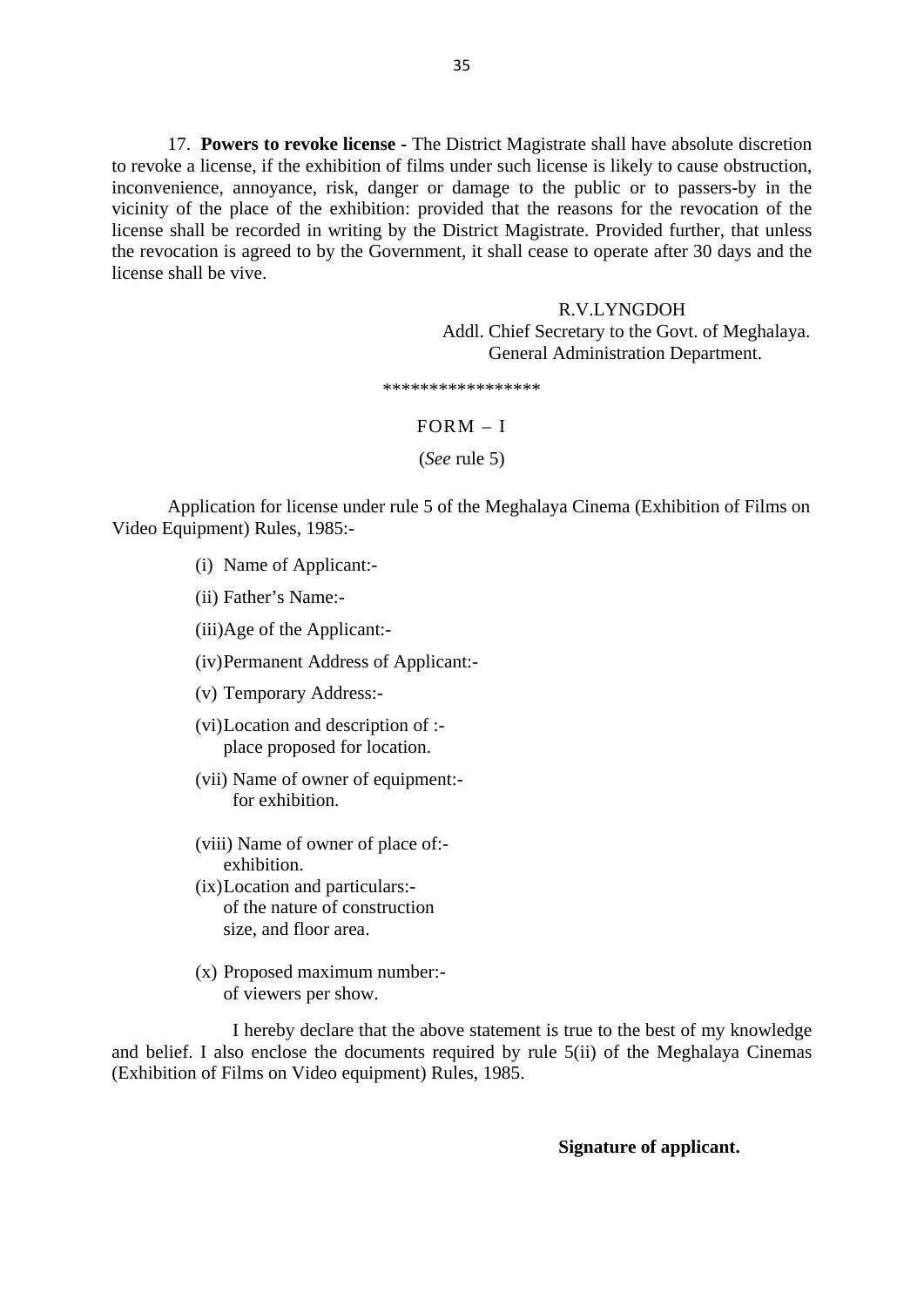17. **Powers to revoke license** - The District Magistrate shall have absolute discretion to revoke a license, if the exhibition of films under such license is likely to cause obstruction, inconvenience, annoyance, risk, danger or damage to the public or to passers-by in the vicinity of the place of the exhibition: provided that the reasons for the revocation of the license shall be recorded in writing by the District Magistrate. Provided further, that unless the revocation is agreed to by the Government, it shall cease to operate after 30 days and the license shall be vive.

R.V.LYNGDOH
Addl. Chief Secretary to the Govt. of Meghalaya.
General Administration Department.

*****************

FORM – I

(*See* rule 5)

Application for license under rule 5 of the Meghalaya Cinema (Exhibition of Films on Video Equipment) Rules, 1985:-

(i) Name of Applicant:-

(ii) Father's Name:-

(iii) Age of the Applicant:-

(iv) Permanent Address of Applicant:-

(v) Temporary Address:-

(vi) Location and description of :- place proposed for location.

(vii) Name of owner of equipment:- for exhibition.

(viii) Name of owner of place of:- exhibition.

(ix) Location and particulars:- of the nature of construction size, and floor area.

(x) Proposed maximum number:- of viewers per show.

I hereby declare that the above statement is true to the best of my knowledge and belief. I also enclose the documents required by rule 5(ii) of the Meghalaya Cinemas (Exhibition of Films on Video equipment) Rules, 1985.

**Signature of applicant.**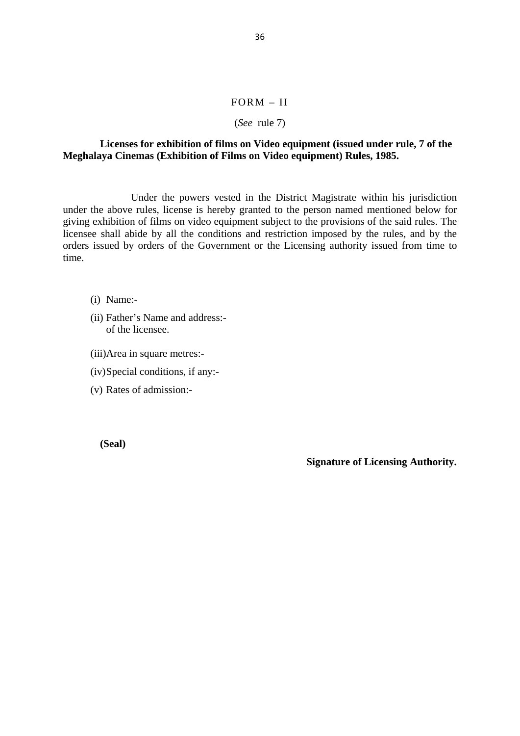FORM – II

(*See* rule 7)

**Licenses for exhibition of films on Video equipment (issued under rule, 7 of the Meghalaya Cinemas (Exhibition of Films on Video equipment) Rules, 1985.**

Under the powers vested in the District Magistrate within his jurisdiction under the above rules, license is hereby granted to the person named mentioned below for giving exhibition of films on video equipment subject to the provisions of the said rules. The licensee shall abide by all the conditions and restriction imposed by the rules, and by the orders issued by orders of the Government or the Licensing authority issued from time to time.

(i) Name:-

(ii) Father's Name and address:-
of the licensee.

(iii) Area in square metres:-

(iv) Special conditions, if any:-

(v) Rates of admission:-

**(Seal)**

**Signature of Licensing Authority.**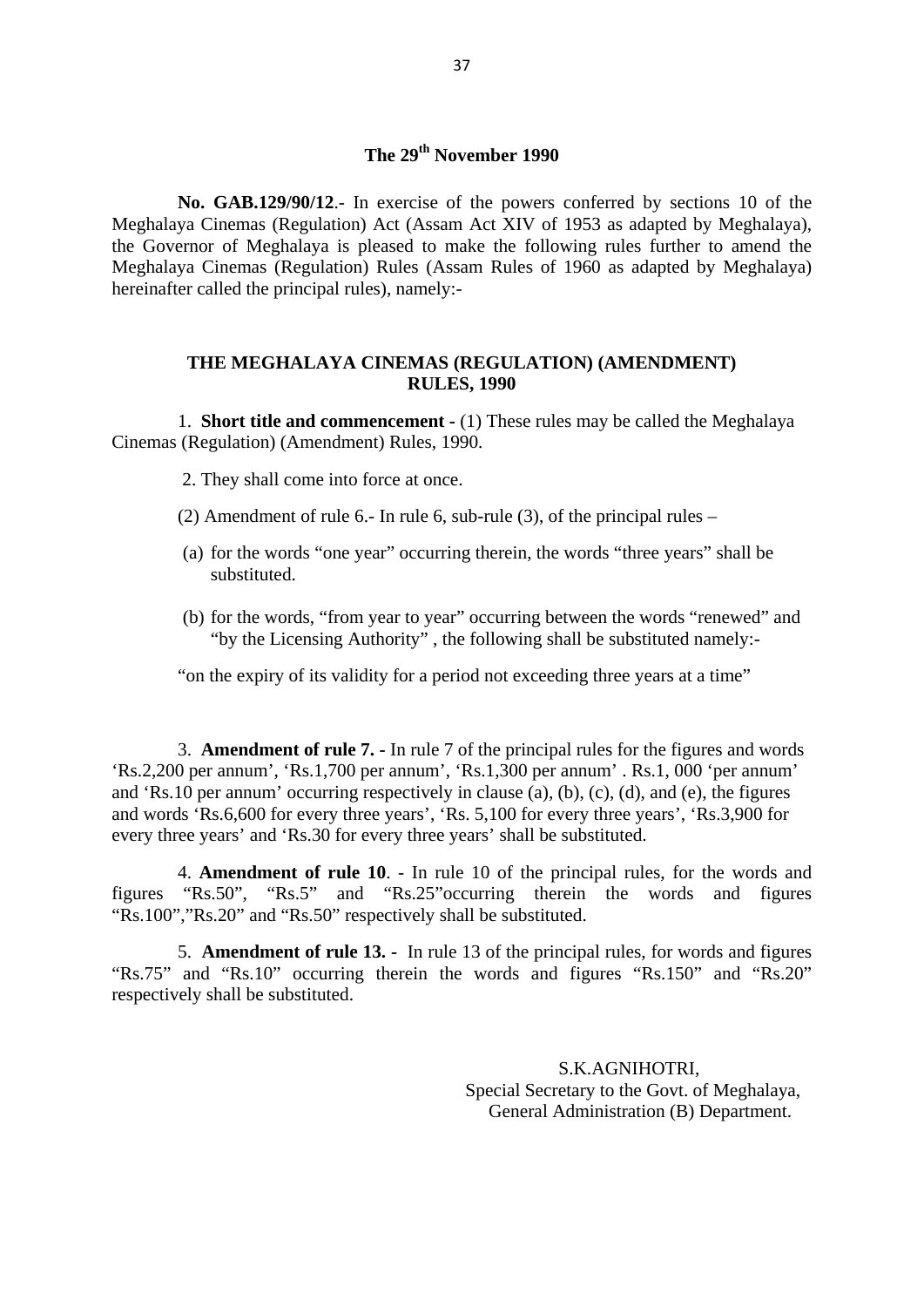**The 29th November 1990**

**No. GAB.129/90/12**.- In exercise of the powers conferred by sections 10 of the Meghalaya Cinemas (Regulation) Act (Assam Act XIV of 1953 as adapted by Meghalaya), the Governor of Meghalaya is pleased to make the following rules further to amend the Meghalaya Cinemas (Regulation) Rules (Assam Rules of 1960 as adapted by Meghalaya) hereinafter called the principal rules), namely:-

## THE MEGHALAYA CINEMAS (REGULATION) (AMENDMENT) RULES, 1990

1. **Short title and commencement -** (1) These rules may be called the Meghalaya Cinemas (Regulation) (Amendment) Rules, 1990.

2. They shall come into force at once.

(2) Amendment of rule 6.- In rule 6, sub-rule (3), of the principal rules –

(a) for the words "one year" occurring therein, the words "three years" shall be substituted.

(b) for the words, "from year to year" occurring between the words "renewed" and "by the Licensing Authority" , the following shall be substituted namely:-

"on the expiry of its validity for a period not exceeding three years at a time"

3. **Amendment of rule 7. -** In rule 7 of the principal rules for the figures and words 'Rs.2,200 per annum', 'Rs.1,700 per annum', 'Rs.1,300 per annum' . Rs.1, 000 'per annum' and 'Rs.10 per annum' occurring respectively in clause (a), (b), (c), (d), and (e), the figures and words 'Rs.6,600 for every three years', 'Rs. 5,100 for every three years', 'Rs.3,900 for every three years' and 'Rs.30 for every three years' shall be substituted.

4. **Amendment of rule 10**. - In rule 10 of the principal rules, for the words and figures "Rs.50", "Rs.5" and "Rs.25"occurring therein the words and figures "Rs.100","Rs.20" and "Rs.50" respectively shall be substituted.

5. **Amendment of rule 13. -** In rule 13 of the principal rules, for words and figures "Rs.75" and "Rs.10" occurring therein the words and figures "Rs.150" and "Rs.20" respectively shall be substituted.

S.K.AGNIHOTRI,
Special Secretary to the Govt. of Meghalaya,
General Administration (B) Department.